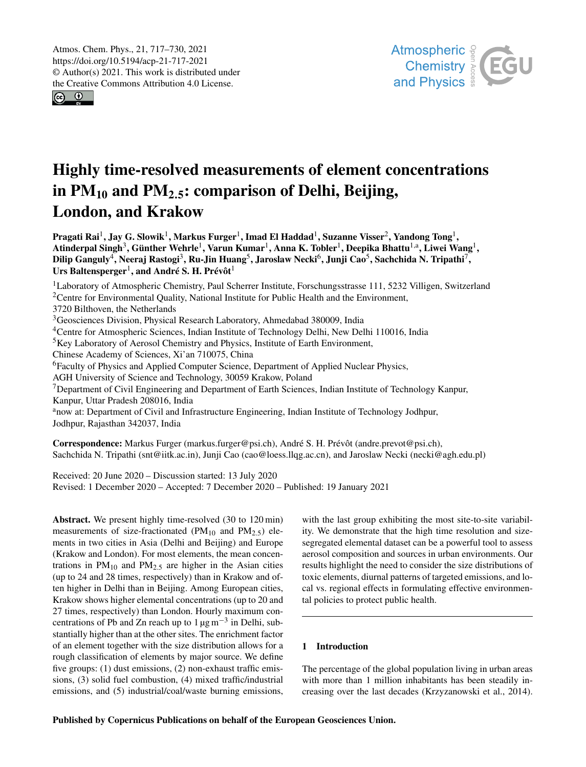Atmos. Chem. Phys., 21, 717–730, 2021
https://doi.org/10.5194/acp-21-717-2021
© Author(s) 2021. This work is distributed under
the Creative Commons Attribution 4.0 License.

# Highly time-resolved measurements of element concentrations in $PM_{10}$ and $PM_{2.5}$: comparison of Delhi, Beijing, London, and Krakow

**Pragati Rai[1], Jay G. Slowik[1], Markus Furger[1], Imad El Haddad[1], Suzanne Visser[2], Yandong Tong[1], Atinderpal Singh[3], Günther Wehrle[1], Varun Kumar[1], Anna K. Tobler[1], Deepika Bhattu[1,a], Liwei Wang[1], Dilip Ganguly[4], Neeraj Rastogi[3], Ru-Jin Huang[5], Jaroslaw Necki[6], Junji Cao[5], Sachchida N. Tripathi[7], Urs Baltensperger[1], and André S. H. Prévôt[1]**

[1]Laboratory of Atmospheric Chemistry, Paul Scherrer Institute, Forschungsstrasse 111, 5232 Villigen, Switzerland
[2]Centre for Environmental Quality, National Institute for Public Health and the Environment, 3720 Bilthoven, the Netherlands
[3]Geosciences Division, Physical Research Laboratory, Ahmedabad 380009, India
[4]Centre for Atmospheric Sciences, Indian Institute of Technology Delhi, New Delhi 110016, India
[5]Key Laboratory of Aerosol Chemistry and Physics, Institute of Earth Environment, Chinese Academy of Sciences, Xi'an 710075, China
[6]Faculty of Physics and Applied Computer Science, Department of Applied Nuclear Physics, AGH University of Science and Technology, 30059 Krakow, Poland
[7]Department of Civil Engineering and Department of Earth Sciences, Indian Institute of Technology Kanpur, Kanpur, Uttar Pradesh 208016, India
[a]now at: Department of Civil and Infrastructure Engineering, Indian Institute of Technology Jodhpur, Jodhpur, Rajasthan 342037, India

**Correspondence:** Markus Furger (markus.furger@psi.ch), André S. H. Prévôt (andre.prevot@psi.ch), Sachchida N. Tripathi (snt@iitk.ac.in), Junji Cao (cao@loess.llqg.ac.cn), and Jaroslaw Necki (necki@agh.edu.pl)

Received: 20 June 2020 – Discussion started: 13 July 2020
Revised: 1 December 2020 – Accepted: 7 December 2020 – Published: 19 January 2021

**Abstract.** We present highly time-resolved (30 to 120 min) measurements of size-fractionated ($PM_{10}$ and $PM_{2.5}$) elements in two cities in Asia (Delhi and Beijing) and Europe (Krakow and London). For most elements, the mean concentrations in $PM_{10}$ and $PM_{2.5}$ are higher in the Asian cities (up to 24 and 28 times, respectively) than in Krakow and often higher in Delhi than in Beijing. Among European cities, Krakow shows higher elemental concentrations (up to 20 and 27 times, respectively) than London. Hourly maximum concentrations of Pb and Zn reach up to 1 $\mu g\,m^{-3}$ in Delhi, substantially higher than at the other sites. The enrichment factor of an element together with the size distribution allows for a rough classification of elements by major source. We define five groups: (1) dust emissions, (2) non-exhaust traffic emissions, (3) solid fuel combustion, (4) mixed traffic/industrial emissions, and (5) industrial/coal/waste burning emissions, with the last group exhibiting the most site-to-site variability. We demonstrate that the high time resolution and size-segregated elemental dataset can be a powerful tool to assess aerosol composition and sources in urban environments. Our results highlight the need to consider the size distributions of toxic elements, diurnal patterns of targeted emissions, and local vs. regional effects in formulating effective environmental policies to protect public health.

## 1 Introduction

The percentage of the global population living in urban areas with more than 1 million inhabitants has been steadily increasing over the last decades (Krzyzanowski et al., 2014).

Published by Copernicus Publications on behalf of the European Geosciences Union.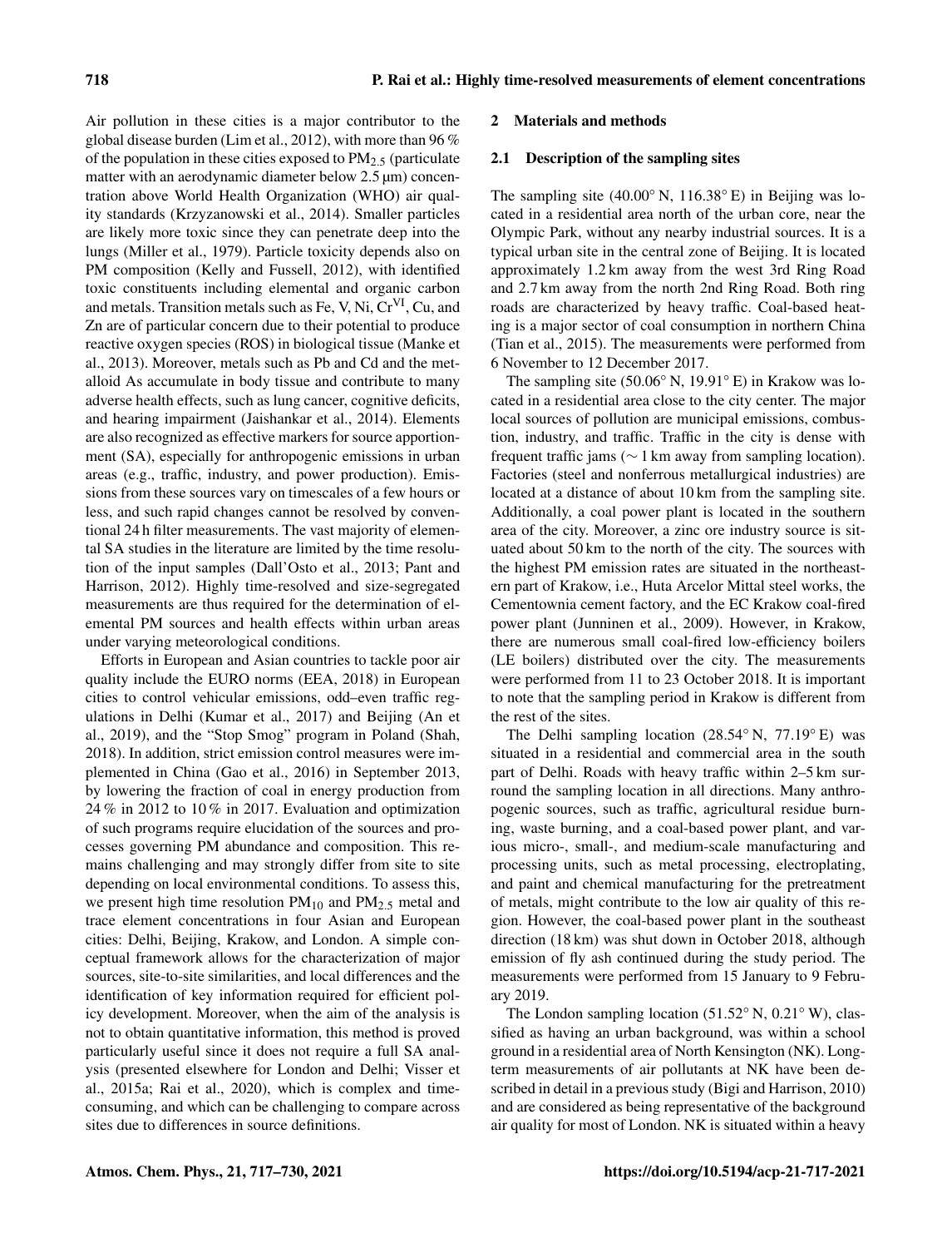Air pollution in these cities is a major contributor to the global disease burden (Lim et al., 2012), with more than 96 % of the population in these cities exposed to $PM_{2.5}$ (particulate matter with an aerodynamic diameter below 2.5 µm) concentration above World Health Organization (WHO) air quality standards (Krzyzanowski et al., 2014). Smaller particles are likely more toxic since they can penetrate deep into the lungs (Miller et al., 1979). Particle toxicity depends also on PM composition (Kelly and Fussell, 2012), with identified toxic constituents including elemental and organic carbon and metals. Transition metals such as Fe, V, Ni, $Cr^{VI}$, Cu, and Zn are of particular concern due to their potential to produce reactive oxygen species (ROS) in biological tissue (Manke et al., 2013). Moreover, metals such as Pb and Cd and the metalloid As accumulate in body tissue and contribute to many adverse health effects, such as lung cancer, cognitive deficits, and hearing impairment (Jaishankar et al., 2014). Elements are also recognized as effective markers for source apportionment (SA), especially for anthropogenic emissions in urban areas (e.g., traffic, industry, and power production). Emissions from these sources vary on timescales of a few hours or less, and such rapid changes cannot be resolved by conventional 24 h filter measurements. The vast majority of elemental SA studies in the literature are limited by the time resolution of the input samples (Dall'Osto et al., 2013; Pant and Harrison, 2012). Highly time-resolved and size-segregated measurements are thus required for the determination of elemental PM sources and health effects within urban areas under varying meteorological conditions.

Efforts in European and Asian countries to tackle poor air quality include the EURO norms (EEA, 2018) in European cities to control vehicular emissions, odd–even traffic regulations in Delhi (Kumar et al., 2017) and Beijing (An et al., 2019), and the "Stop Smog" program in Poland (Shah, 2018). In addition, strict emission control measures were implemented in China (Gao et al., 2016) in September 2013, by lowering the fraction of coal in energy production from 24 % in 2012 to 10 % in 2017. Evaluation and optimization of such programs require elucidation of the sources and processes governing PM abundance and composition. This remains challenging and may strongly differ from site to site depending on local environmental conditions. To assess this, we present high time resolution $PM_{10}$ and $PM_{2.5}$ metal and trace element concentrations in four Asian and European cities: Delhi, Beijing, Krakow, and London. A simple conceptual framework allows for the characterization of major sources, site-to-site similarities, and local differences and the identification of key information required for efficient policy development. Moreover, when the aim of the analysis is not to obtain quantitative information, this method is proved particularly useful since it does not require a full SA analysis (presented elsewhere for London and Delhi; Visser et al., 2015a; Rai et al., 2020), which is complex and time-consuming, and which can be challenging to compare across sites due to differences in source definitions.

## 2 Materials and methods

### 2.1 Description of the sampling sites

The sampling site (40.00° N, 116.38° E) in Beijing was located in a residential area north of the urban core, near the Olympic Park, without any nearby industrial sources. It is a typical urban site in the central zone of Beijing. It is located approximately 1.2 km away from the west 3rd Ring Road and 2.7 km away from the north 2nd Ring Road. Both ring roads are characterized by heavy traffic. Coal-based heating is a major sector of coal consumption in northern China (Tian et al., 2015). The measurements were performed from 6 November to 12 December 2017.

The sampling site (50.06° N, 19.91° E) in Krakow was located in a residential area close to the city center. The major local sources of pollution are municipal emissions, combustion, industry, and traffic. Traffic in the city is dense with frequent traffic jams (∼ 1 km away from sampling location). Factories (steel and nonferrous metallurgical industries) are located at a distance of about 10 km from the sampling site. Additionally, a coal power plant is located in the southern area of the city. Moreover, a zinc ore industry source is situated about 50 km to the north of the city. The sources with the highest PM emission rates are situated in the northeastern part of Krakow, i.e., Huta Arcelor Mittal steel works, the Cementownia cement factory, and the EC Krakow coal-fired power plant (Junninen et al., 2009). However, in Krakow, there are numerous small coal-fired low-efficiency boilers (LE boilers) distributed over the city. The measurements were performed from 11 to 23 October 2018. It is important to note that the sampling period in Krakow is different from the rest of the sites.

The Delhi sampling location (28.54° N, 77.19° E) was situated in a residential and commercial area in the south part of Delhi. Roads with heavy traffic within 2–5 km surround the sampling location in all directions. Many anthropogenic sources, such as traffic, agricultural residue burning, waste burning, and a coal-based power plant, and various micro-, small-, and medium-scale manufacturing and processing units, such as metal processing, electroplating, and paint and chemical manufacturing for the pretreatment of metals, might contribute to the low air quality of this region. However, the coal-based power plant in the southeast direction (18 km) was shut down in October 2018, although emission of fly ash continued during the study period. The measurements were performed from 15 January to 9 February 2019.

The London sampling location (51.52° N, 0.21° W), classified as having an urban background, was within a school ground in a residential area of North Kensington (NK). Long-term measurements of air pollutants at NK have been described in detail in a previous study (Bigi and Harrison, 2010) and are considered as being representative of the background air quality for most of London. NK is situated within a heavy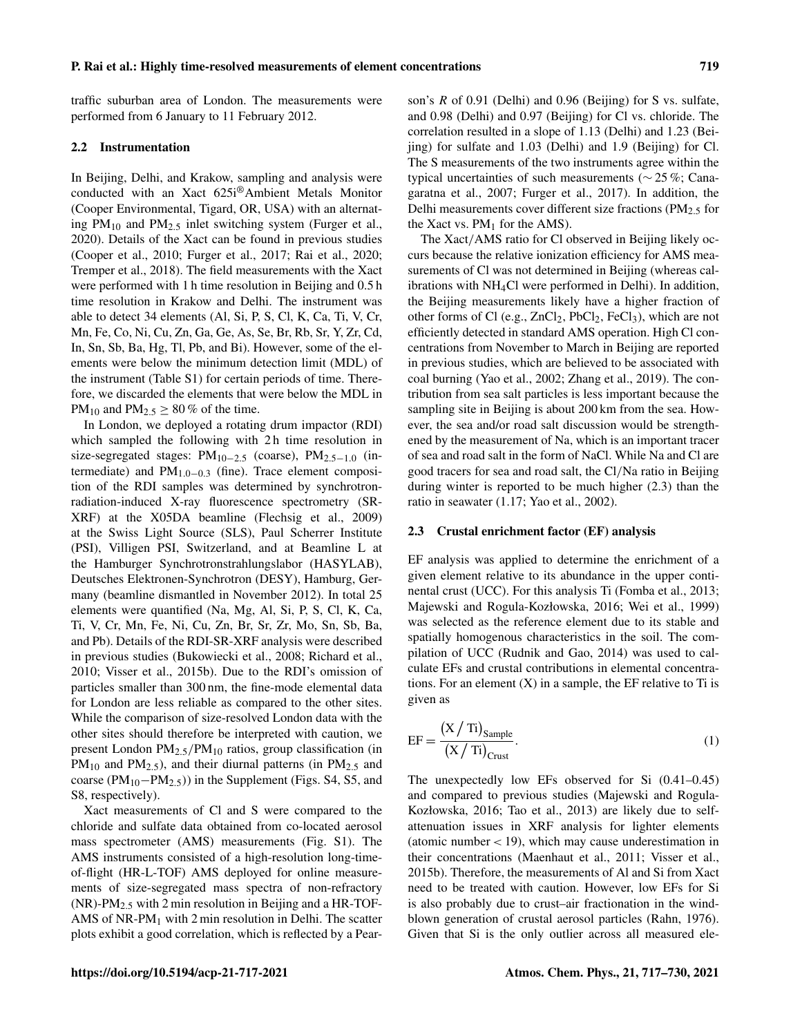traffic suburban area of London. The measurements were performed from 6 January to 11 February 2012.

### 2.2 Instrumentation

In Beijing, Delhi, and Krakow, sampling and analysis were conducted with an Xact 625i® Ambient Metals Monitor (Cooper Environmental, Tigard, OR, USA) with an alternating $PM_{10}$ and $PM_{2.5}$ inlet switching system (Furger et al., 2020). Details of the Xact can be found in previous studies (Cooper et al., 2010; Furger et al., 2017; Rai et al., 2020; Tremper et al., 2018). The field measurements with the Xact were performed with 1 h time resolution in Beijing and 0.5 h time resolution in Krakow and Delhi. The instrument was able to detect 34 elements (Al, Si, P, S, Cl, K, Ca, Ti, V, Cr, Mn, Fe, Co, Ni, Cu, Zn, Ga, Ge, As, Se, Br, Rb, Sr, Y, Zr, Cd, In, Sn, Sb, Ba, Hg, Tl, Pb, and Bi). However, some of the elements were below the minimum detection limit (MDL) of the instrument (Table S1) for certain periods of time. Therefore, we discarded the elements that were below the MDL in $PM_{10}$ and $PM_{2.5} \geq 80\,\%$ of the time.

In London, we deployed a rotating drum impactor (RDI) which sampled the following with 2 h time resolution in size-segregated stages: $PM_{10-2.5}$ (coarse), $PM_{2.5-1.0}$ (intermediate) and $PM_{1.0-0.3}$ (fine). Trace element composition of the RDI samples was determined by synchrotron-radiation-induced X-ray fluorescence spectrometry (SR-XRF) at the X05DA beamline (Flechsig et al., 2009) at the Swiss Light Source (SLS), Paul Scherrer Institute (PSI), Villigen PSI, Switzerland, and at Beamline L at the Hamburger Synchrotronstrahlungslabor (HASYLAB), Deutsches Elektronen-Synchrotron (DESY), Hamburg, Germany (beamline dismantled in November 2012). In total 25 elements were quantified (Na, Mg, Al, Si, P, S, Cl, K, Ca, Ti, V, Cr, Mn, Fe, Ni, Cu, Zn, Br, Sr, Zr, Mo, Sn, Sb, Ba, and Pb). Details of the RDI-SR-XRF analysis were described in previous studies (Bukowiecki et al., 2008; Richard et al., 2010; Visser et al., 2015b). Due to the RDI's omission of particles smaller than 300 nm, the fine-mode elemental data for London are less reliable as compared to the other sites. While the comparison of size-resolved London data with the other sites should therefore be interpreted with caution, we present London $PM_{2.5}/PM_{10}$ ratios, group classification (in $PM_{10}$ and $PM_{2.5}$), and their diurnal patterns (in $PM_{2.5}$ and coarse ($PM_{10}-PM_{2.5}$)) in the Supplement (Figs. S4, S5, and S8, respectively).

Xact measurements of Cl and S were compared to the chloride and sulfate data obtained from co-located aerosol mass spectrometer (AMS) measurements (Fig. S1). The AMS instruments consisted of a high-resolution long-time-of-flight (HR-L-TOF) AMS deployed for online measurements of size-segregated mass spectra of non-refractory (NR)-$PM_{2.5}$ with 2 min resolution in Beijing and a HR-TOF-AMS of NR-$PM_1$ with 2 min resolution in Delhi. The scatter plots exhibit a good correlation, which is reflected by a Pearson's $R$ of 0.91 (Delhi) and 0.96 (Beijing) for S vs. sulfate, and 0.98 (Delhi) and 0.97 (Beijing) for Cl vs. chloride. The correlation resulted in a slope of 1.13 (Delhi) and 1.23 (Beijing) for sulfate and 1.03 (Delhi) and 1.9 (Beijing) for Cl. The S measurements of the two instruments agree within the typical uncertainties of such measurements (∼ 25 %; Canagaratna et al., 2007; Furger et al., 2017). In addition, the Delhi measurements cover different size fractions ($PM_{2.5}$ for the Xact vs. $PM_1$ for the AMS).

The Xact/AMS ratio for Cl observed in Beijing likely occurs because the relative ionization efficiency for AMS measurements of Cl was not determined in Beijing (whereas calibrations with $NH_4Cl$ were performed in Delhi). In addition, the Beijing measurements likely have a higher fraction of other forms of Cl (e.g., $ZnCl_2$, $PbCl_2$, $FeCl_3$), which are not efficiently detected in standard AMS operation. High Cl concentrations from November to March in Beijing are reported in previous studies, which are believed to be associated with coal burning (Yao et al., 2002; Zhang et al., 2019). The contribution from sea salt particles is less important because the sampling site in Beijing is about 200 km from the sea. However, the sea and/or road salt discussion would be strengthened by the measurement of Na, which is an important tracer of sea and road salt in the form of NaCl. While Na and Cl are good tracers for sea and road salt, the Cl/Na ratio in Beijing during winter is reported to be much higher (2.3) than the ratio in seawater (1.17; Yao et al., 2002).

### 2.3 Crustal enrichment factor (EF) analysis

EF analysis was applied to determine the enrichment of a given element relative to its abundance in the upper continental crust (UCC). For this analysis Ti (Fomba et al., 2013; Majewski and Rogula-Kozłowska, 2016; Wei et al., 1999) was selected as the reference element due to its stable and spatially homogenous characteristics in the soil. The compilation of UCC (Rudnik and Gao, 2014) was used to calculate EFs and crustal contributions in elemental concentrations. For an element (X) in a sample, the EF relative to Ti is given as

$$\mathrm{EF} = \frac{(\mathrm{X}/\mathrm{Ti})_{\mathrm{Sample}}}{(\mathrm{X}/\mathrm{Ti})_{\mathrm{Crust}}}. \tag{1}$$

The unexpectedly low EFs observed for Si (0.41–0.45) and compared to previous studies (Majewski and Rogula-Kozłowska, 2016; Tao et al., 2013) are likely due to self-attenuation issues in XRF analysis for lighter elements (atomic number < 19), which may cause underestimation in their concentrations (Maenhaut et al., 2011; Visser et al., 2015b). Therefore, the measurements of Al and Si from Xact need to be treated with caution. However, low EFs for Si is also probably due to crust–air fractionation in the wind-blown generation of crustal aerosol particles (Rahn, 1976). Given that Si is the only outlier across all measured ele-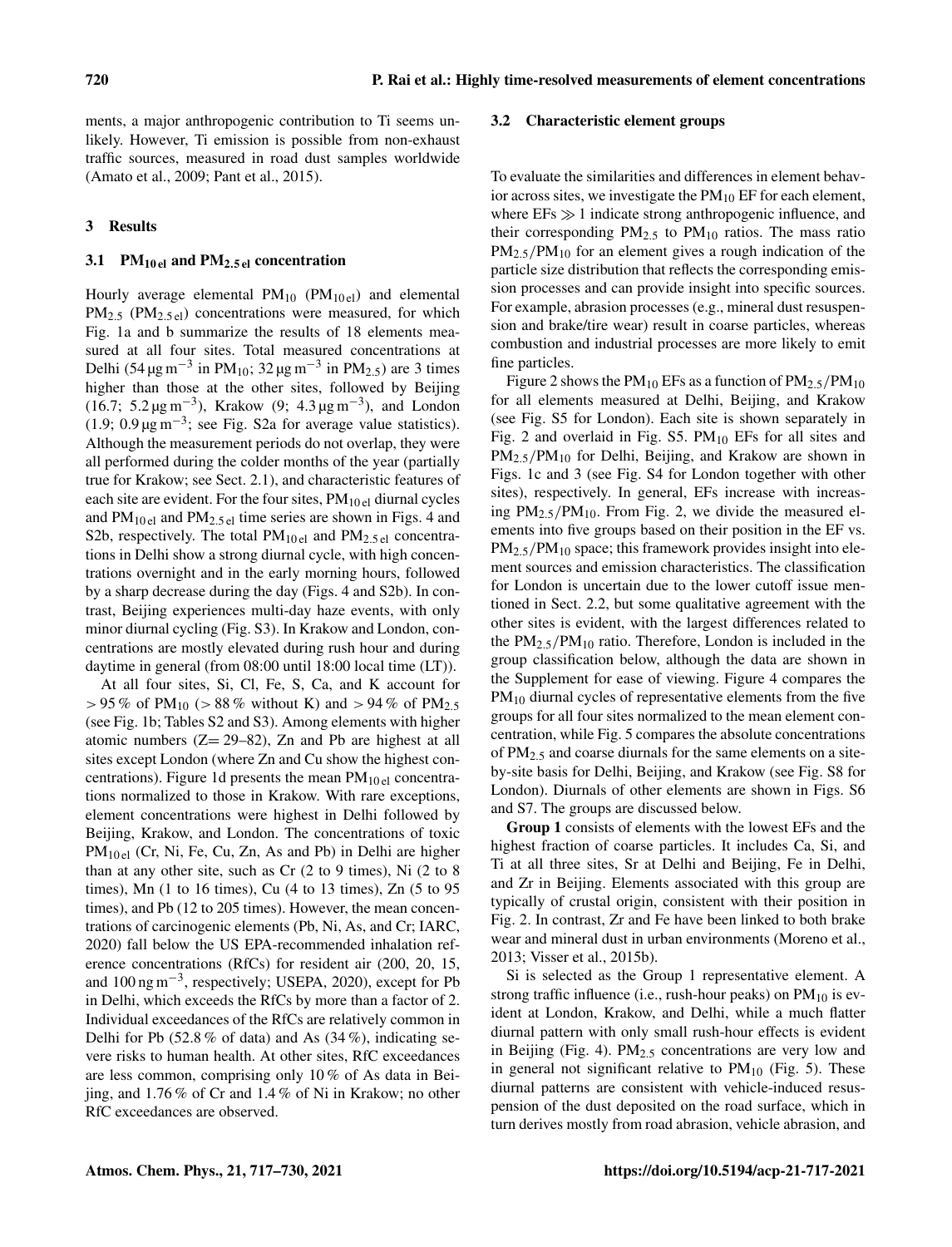ments, a major anthropogenic contribution to Ti seems unlikely. However, Ti emission is possible from non-exhaust traffic sources, measured in road dust samples worldwide (Amato et al., 2009; Pant et al., 2015).

## 3 Results

### 3.1 $PM_{10\,el}$ and $PM_{2.5\,el}$ concentration

Hourly average elemental $PM_{10}$ ($PM_{10\,el}$) and elemental $PM_{2.5}$ ($PM_{2.5\,el}$) concentrations were measured, for which Fig. 1a and b summarize the results of 18 elements measured at all four sites. Total measured concentrations at Delhi (54 $\mu g\,m^{-3}$ in $PM_{10}$; 32 $\mu g\,m^{-3}$ in $PM_{2.5}$) are 3 times higher than those at the other sites, followed by Beijing (16.7; 5.2 $\mu g\,m^{-3}$), Krakow (9; 4.3 $\mu g\,m^{-3}$), and London (1.9; 0.9 $\mu g\,m^{-3}$; see Fig. S2a for average value statistics). Although the measurement periods do not overlap, they were all performed during the colder months of the year (partially true for Krakow; see Sect. 2.1), and characteristic features of each site are evident. For the four sites, $PM_{10\,el}$ diurnal cycles and $PM_{10\,el}$ and $PM_{2.5\,el}$ time series are shown in Figs. 4 and S2b, respectively. The total $PM_{10\,el}$ and $PM_{2.5\,el}$ concentrations in Delhi show a strong diurnal cycle, with high concentrations overnight and in the early morning hours, followed by a sharp decrease during the day (Figs. 4 and S2b). In contrast, Beijing experiences multi-day haze events, with only minor diurnal cycling (Fig. S3). In Krakow and London, concentrations are mostly elevated during rush hour and during daytime in general (from 08:00 until 18:00 local time (LT)).

At all four sites, Si, Cl, Fe, S, Ca, and K account for > 95 % of $PM_{10}$ (> 88 % without K) and > 94 % of $PM_{2.5}$ (see Fig. 1b; Tables S2 and S3). Among elements with higher atomic numbers (Z= 29–82), Zn and Pb are highest at all sites except London (where Zn and Cu show the highest concentrations). Figure 1d presents the mean $PM_{10\,el}$ concentrations normalized to those in Krakow. With rare exceptions, element concentrations were highest in Delhi followed by Beijing, Krakow, and London. The concentrations of toxic $PM_{10\,el}$ (Cr, Ni, Fe, Cu, Zn, As and Pb) in Delhi are higher than at any other site, such as Cr (2 to 9 times), Ni (2 to 8 times), Mn (1 to 16 times), Cu (4 to 13 times), Zn (5 to 95 times), and Pb (12 to 205 times). However, the mean concentrations of carcinogenic elements (Pb, Ni, As, and Cr; IARC, 2020) fall below the US EPA-recommended inhalation reference concentrations (RfCs) for resident air (200, 20, 15, and 100 $ng\,m^{-3}$, respectively; USEPA, 2020), except for Pb in Delhi, which exceeds the RfCs by more than a factor of 2. Individual exceedances of the RfCs are relatively common in Delhi for Pb (52.8 % of data) and As (34 %), indicating severe risks to human health. At other sites, RfC exceedances are less common, comprising only 10 % of As data in Beijing, and 1.76 % of Cr and 1.4 % of Ni in Krakow; no other RfC exceedances are observed.

### 3.2 Characteristic element groups

To evaluate the similarities and differences in element behavior across sites, we investigate the $PM_{10}$ EF for each element, where EFs $\gg 1$ indicate strong anthropogenic influence, and their corresponding $PM_{2.5}$ to $PM_{10}$ ratios. The mass ratio $PM_{2.5}/PM_{10}$ for an element gives a rough indication of the particle size distribution that reflects the corresponding emission processes and can provide insight into specific sources. For example, abrasion processes (e.g., mineral dust resuspension and brake/tire wear) result in coarse particles, whereas combustion and industrial processes are more likely to emit fine particles.

Figure 2 shows the $PM_{10}$ EFs as a function of $PM_{2.5}/PM_{10}$ for all elements measured at Delhi, Beijing, and Krakow (see Fig. S5 for London). Each site is shown separately in Fig. 2 and overlaid in Fig. S5. $PM_{10}$ EFs for all sites and $PM_{2.5}/PM_{10}$ for Delhi, Beijing, and Krakow are shown in Figs. 1c and 3 (see Fig. S4 for London together with other sites), respectively. In general, EFs increase with increasing $PM_{2.5}/PM_{10}$. From Fig. 2, we divide the measured elements into five groups based on their position in the EF vs. $PM_{2.5}/PM_{10}$ space; this framework provides insight into element sources and emission characteristics. The classification for London is uncertain due to the lower cutoff issue mentioned in Sect. 2.2, but some qualitative agreement with the other sites is evident, with the largest differences related to the $PM_{2.5}/PM_{10}$ ratio. Therefore, London is included in the group classification below, although the data are shown in the Supplement for ease of viewing. Figure 4 compares the $PM_{10}$ diurnal cycles of representative elements from the five groups for all four sites normalized to the mean element concentration, while Fig. 5 compares the absolute concentrations of $PM_{2.5}$ and coarse diurnals for the same elements on a site-by-site basis for Delhi, Beijing, and Krakow (see Fig. S8 for London). Diurnals of other elements are shown in Figs. S6 and S7. The groups are discussed below.

**Group 1** consists of elements with the lowest EFs and the highest fraction of coarse particles. It includes Ca, Si, and Ti at all three sites, Sr at Delhi and Beijing, Fe in Delhi, and Zr in Beijing. Elements associated with this group are typically of crustal origin, consistent with their position in Fig. 2. In contrast, Zr and Fe have been linked to both brake wear and mineral dust in urban environments (Moreno et al., 2013; Visser et al., 2015b).

Si is selected as the Group 1 representative element. A strong traffic influence (i.e., rush-hour peaks) on $PM_{10}$ is evident at London, Krakow, and Delhi, while a much flatter diurnal pattern with only small rush-hour effects is evident in Beijing (Fig. 4). $PM_{2.5}$ concentrations are very low and in general not significant relative to $PM_{10}$ (Fig. 5). These diurnal patterns are consistent with vehicle-induced resuspension of the dust deposited on the road surface, which in turn derives mostly from road abrasion, vehicle abrasion, and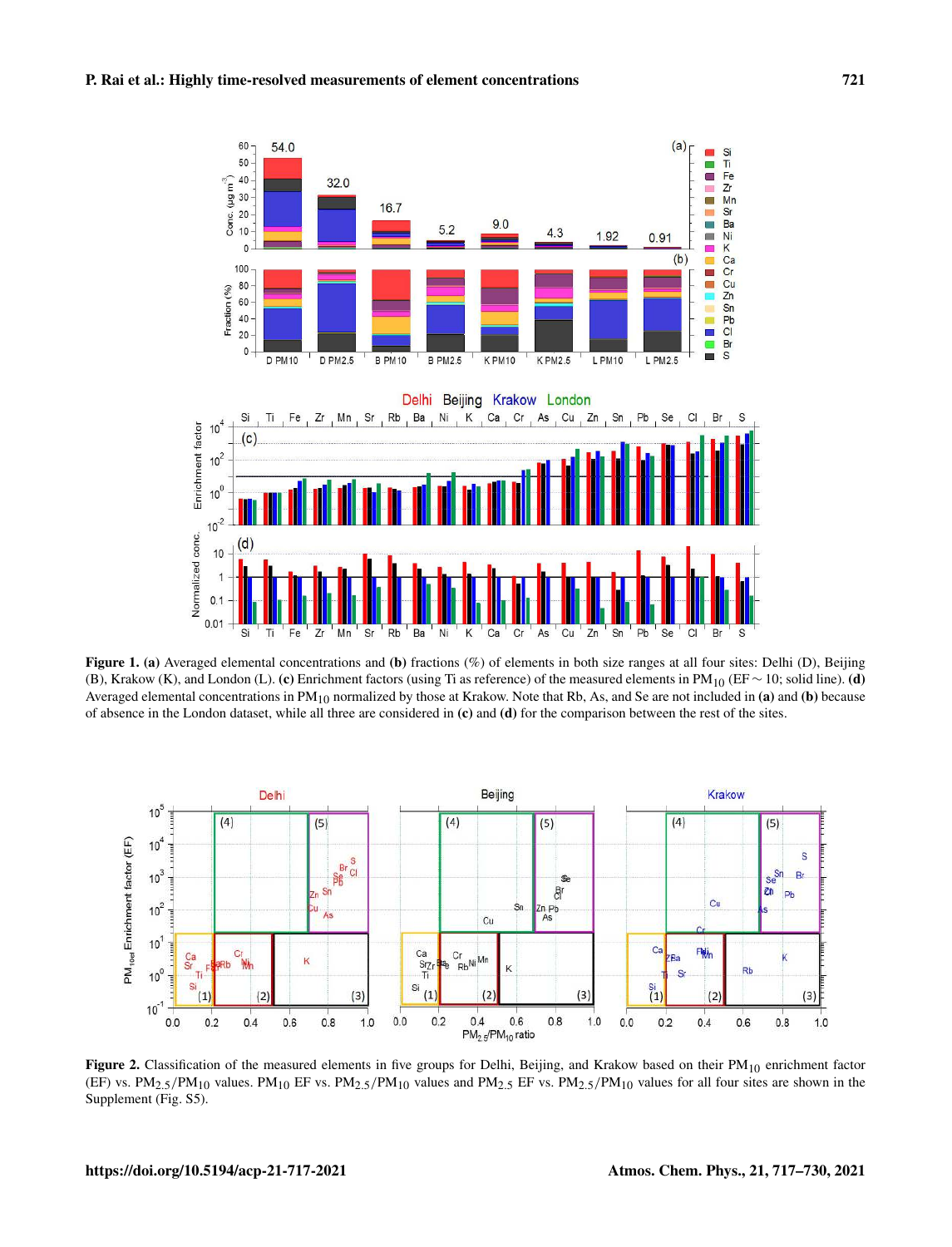**Figure 1. (a)** Averaged elemental concentrations and **(b)** fractions (%) of elements in both size ranges at all four sites: Delhi (D), Beijing (B), Krakow (K), and London (L). **(c)** Enrichment factors (using Ti as reference) of the measured elements in $PM_{10}$ (EF ∼ 10; solid line). **(d)** Averaged elemental concentrations in $PM_{10}$ normalized by those at Krakow. Note that Rb, As, and Se are not included in **(a)** and **(b)** because of absence in the London dataset, while all three are considered in **(c)** and **(d)** for the comparison between the rest of the sites.

**Figure 2.** Classification of the measured elements in five groups for Delhi, Beijing, and Krakow based on their $PM_{10}$ enrichment factor (EF) vs. $PM_{2.5}/PM_{10}$ values. $PM_{10}$ EF vs. $PM_{2.5}/PM_{10}$ values and $PM_{2.5}$ EF vs. $PM_{2.5}/PM_{10}$ values for all four sites are shown in the Supplement (Fig. S5).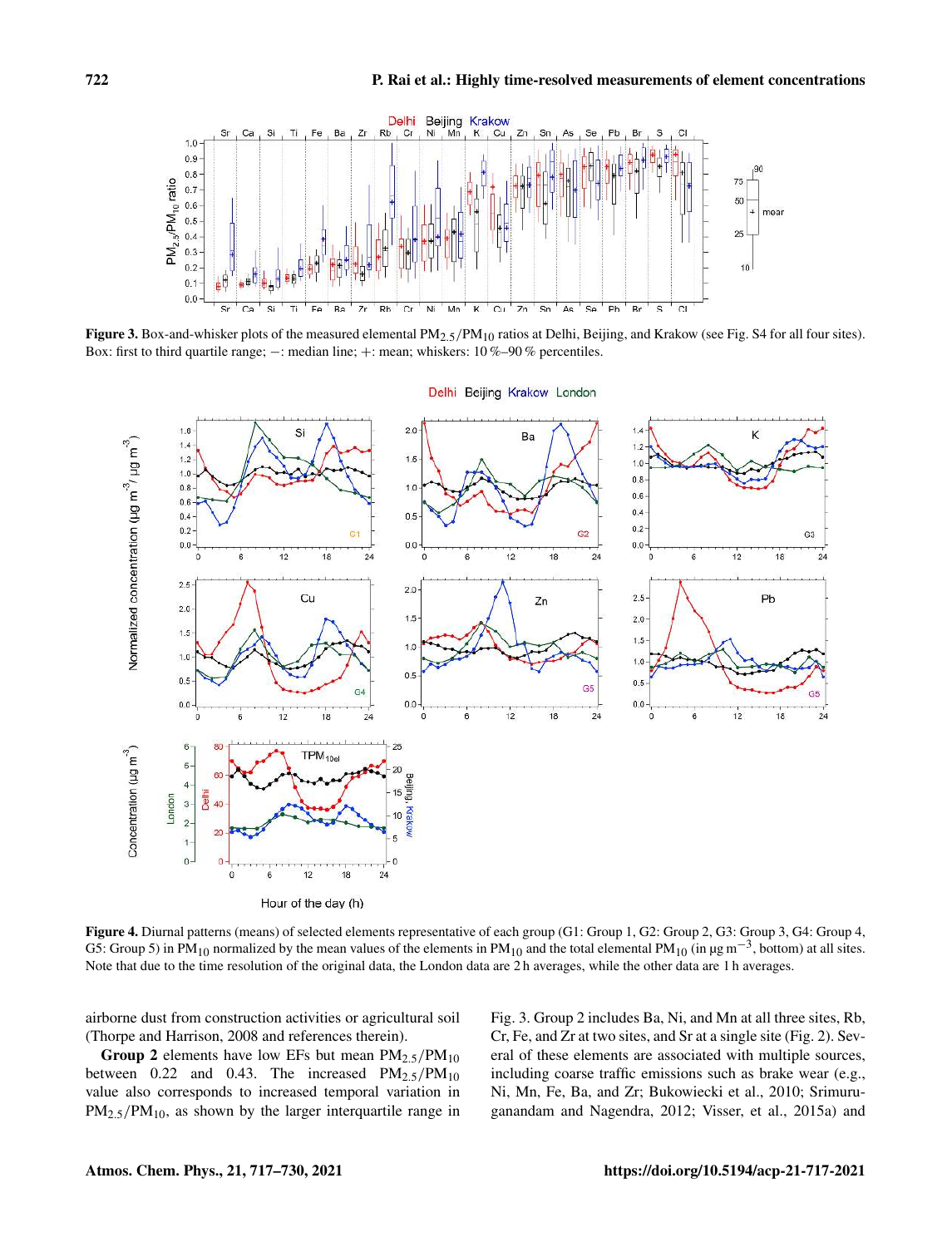**Figure 3.** Box-and-whisker plots of the measured elemental $PM_{2.5}/PM_{10}$ ratios at Delhi, Beijing, and Krakow (see Fig. S4 for all four sites). Box: first to third quartile range; −: median line; +: mean; whiskers: 10 %–90 % percentiles.

**Figure 4.** Diurnal patterns (means) of selected elements representative of each group (G1: Group 1, G2: Group 2, G3: Group 3, G4: Group 4, G5: Group 5) in $PM_{10}$ normalized by the mean values of the elements in $PM_{10}$ and the total elemental $PM_{10}$ (in $\mu g\,m^{-3}$, bottom) at all sites. Note that due to the time resolution of the original data, the London data are 2 h averages, while the other data are 1 h averages.

airborne dust from construction activities or agricultural soil (Thorpe and Harrison, 2008 and references therein).

**Group 2** elements have low EFs but mean $PM_{2.5}/PM_{10}$ between 0.22 and 0.43. The increased $PM_{2.5}/PM_{10}$ value also corresponds to increased temporal variation in $PM_{2.5}/PM_{10}$, as shown by the larger interquartile range in Fig. 3. Group 2 includes Ba, Ni, and Mn at all three sites, Rb, Cr, Fe, and Zr at two sites, and Sr at a single site (Fig. 2). Several of these elements are associated with multiple sources, including coarse traffic emissions such as brake wear (e.g., Ni, Mn, Fe, Ba, and Zr; Bukowiecki et al., 2010; Srimuruganandam and Nagendra, 2012; Visser, et al., 2015a) and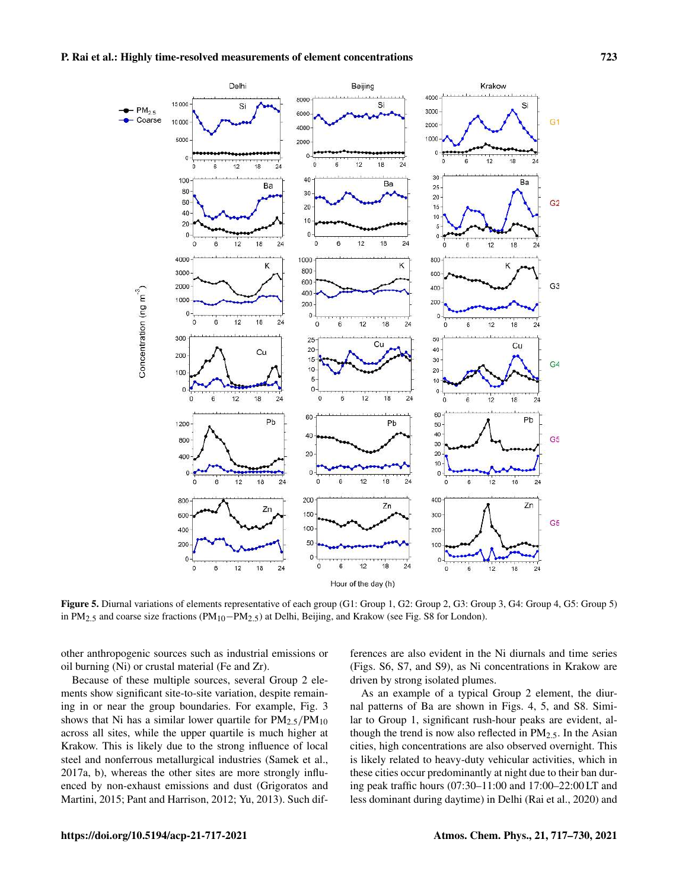**Figure 5.** Diurnal variations of elements representative of each group (G1: Group 1, G2: Group 2, G3: Group 3, G4: Group 4, G5: Group 5) in $PM_{2.5}$ and coarse size fractions ($PM_{10}-PM_{2.5}$) at Delhi, Beijing, and Krakow (see Fig. S8 for London).

other anthropogenic sources such as industrial emissions or oil burning (Ni) or crustal material (Fe and Zr).

Because of these multiple sources, several Group 2 elements show significant site-to-site variation, despite remaining in or near the group boundaries. For example, Fig. 3 shows that Ni has a similar lower quartile for $PM_{2.5}/PM_{10}$ across all sites, while the upper quartile is much higher at Krakow. This is likely due to the strong influence of local steel and nonferrous metallurgical industries (Samek et al., 2017a, b), whereas the other sites are more strongly influenced by non-exhaust emissions and dust (Grigoratos and Martini, 2015; Pant and Harrison, 2012; Yu, 2013). Such differences are also evident in the Ni diurnals and time series (Figs. S6, S7, and S9), as Ni concentrations in Krakow are driven by strong isolated plumes.

As an example of a typical Group 2 element, the diurnal patterns of Ba are shown in Figs. 4, 5, and S8. Similar to Group 1, significant rush-hour peaks are evident, although the trend is now also reflected in $PM_{2.5}$. In the Asian cities, high concentrations are also observed overnight. This is likely related to heavy-duty vehicular activities, which in these cities occur predominantly at night due to their ban during peak traffic hours (07:30–11:00 and 17:00–22:00 LT and less dominant during daytime) in Delhi (Rai et al., 2020) and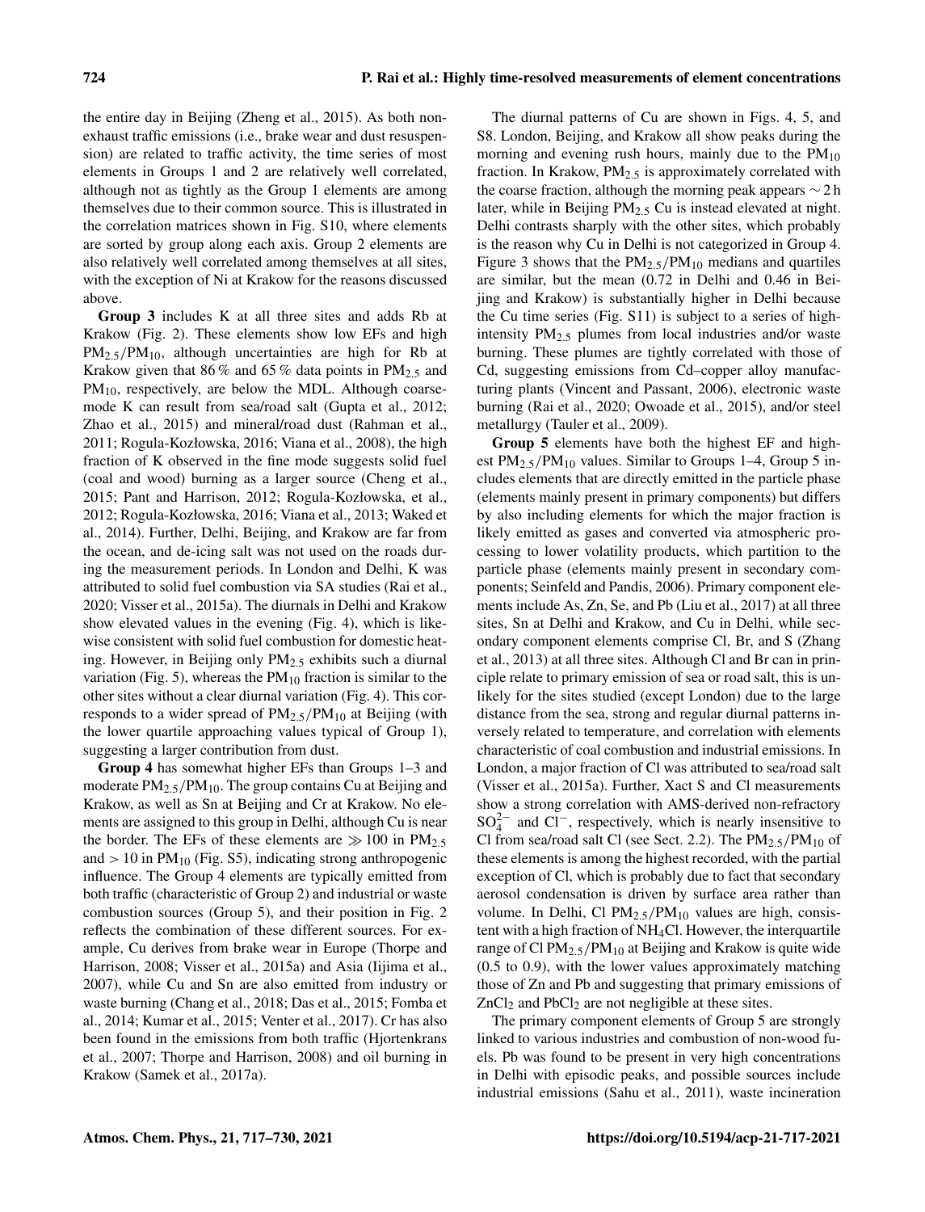the entire day in Beijing (Zheng et al., 2015). As both non-exhaust traffic emissions (i.e., brake wear and dust resuspension) are related to traffic activity, the time series of most elements in Groups 1 and 2 are relatively well correlated, although not as tightly as the Group 1 elements are among themselves due to their common source. This is illustrated in the correlation matrices shown in Fig. S10, where elements are sorted by group along each axis. Group 2 elements are also relatively well correlated among themselves at all sites, with the exception of Ni at Krakow for the reasons discussed above.

**Group 3** includes K at all three sites and adds Rb at Krakow (Fig. 2). These elements show low EFs and high $PM_{2.5}/PM_{10}$, although uncertainties are high for Rb at Krakow given that 86 % and 65 % data points in $PM_{2.5}$ and $PM_{10}$, respectively, are below the MDL. Although coarse-mode K can result from sea/road salt (Gupta et al., 2012; Zhao et al., 2015) and mineral/road dust (Rahman et al., 2011; Rogula-Kozłowska, 2016; Viana et al., 2008), the high fraction of K observed in the fine mode suggests solid fuel (coal and wood) burning as a larger source (Cheng et al., 2015; Pant and Harrison, 2012; Rogula-Kozłowska, et al., 2012; Rogula-Kozłowska, 2016; Viana et al., 2013; Waked et al., 2014). Further, Delhi, Beijing, and Krakow are far from the ocean, and de-icing salt was not used on the roads during the measurement periods. In London and Delhi, K was attributed to solid fuel combustion via SA studies (Rai et al., 2020; Visser et al., 2015a). The diurnals in Delhi and Krakow show elevated values in the evening (Fig. 4), which is likewise consistent with solid fuel combustion for domestic heating. However, in Beijing only $PM_{2.5}$ exhibits such a diurnal variation (Fig. 5), whereas the $PM_{10}$ fraction is similar to the other sites without a clear diurnal variation (Fig. 4). This corresponds to a wider spread of $PM_{2.5}/PM_{10}$ at Beijing (with the lower quartile approaching values typical of Group 1), suggesting a larger contribution from dust.

**Group 4** has somewhat higher EFs than Groups 1–3 and moderate $PM_{2.5}/PM_{10}$. The group contains Cu at Beijing and Krakow, as well as Sn at Beijing and Cr at Krakow. No elements are assigned to this group in Delhi, although Cu is near the border. The EFs of these elements are $\gg 100$ in $PM_{2.5}$ and $> 10$ in $PM_{10}$ (Fig. S5), indicating strong anthropogenic influence. The Group 4 elements are typically emitted from both traffic (characteristic of Group 2) and industrial or waste combustion sources (Group 5), and their position in Fig. 2 reflects the combination of these different sources. For example, Cu derives from brake wear in Europe (Thorpe and Harrison, 2008; Visser et al., 2015a) and Asia (Iijima et al., 2007), while Cu and Sn are also emitted from industry or waste burning (Chang et al., 2018; Das et al., 2015; Fomba et al., 2014; Kumar et al., 2015; Venter et al., 2017). Cr has also been found in the emissions from both traffic (Hjortenkrans et al., 2007; Thorpe and Harrison, 2008) and oil burning in Krakow (Samek et al., 2017a).

The diurnal patterns of Cu are shown in Figs. 4, 5, and S8. London, Beijing, and Krakow all show peaks during the morning and evening rush hours, mainly due to the $PM_{10}$ fraction. In Krakow, $PM_{2.5}$ is approximately correlated with the coarse fraction, although the morning peak appears $\sim 2$ h later, while in Beijing $PM_{2.5}$ Cu is instead elevated at night. Delhi contrasts sharply with the other sites, which probably is the reason why Cu in Delhi is not categorized in Group 4. Figure 3 shows that the $PM_{2.5}/PM_{10}$ medians and quartiles are similar, but the mean (0.72 in Delhi and 0.46 in Beijing and Krakow) is substantially higher in Delhi because the Cu time series (Fig. S11) is subject to a series of high-intensity $PM_{2.5}$ plumes from local industries and/or waste burning. These plumes are tightly correlated with those of Cd, suggesting emissions from Cd–copper alloy manufacturing plants (Vincent and Passant, 2006), electronic waste burning (Rai et al., 2020; Owoade et al., 2015), and/or steel metallurgy (Tauler et al., 2009).

**Group 5** elements have both the highest EF and highest $PM_{2.5}/PM_{10}$ values. Similar to Groups 1–4, Group 5 includes elements that are directly emitted in the particle phase (elements mainly present in primary components) but differs by also including elements for which the major fraction is likely emitted as gases and converted via atmospheric processing to lower volatility products, which partition to the particle phase (elements mainly present in secondary components; Seinfeld and Pandis, 2006). Primary component elements include As, Zn, Se, and Pb (Liu et al., 2017) at all three sites, Sn at Delhi and Krakow, and Cu in Delhi, while secondary component elements comprise Cl, Br, and S (Zhang et al., 2013) at all three sites. Although Cl and Br can in principle relate to primary emission of sea or road salt, this is unlikely for the sites studied (except London) due to the large distance from the sea, strong and regular diurnal patterns inversely related to temperature, and correlation with elements characteristic of coal combustion and industrial emissions. In London, a major fraction of Cl was attributed to sea/road salt (Visser et al., 2015a). Further, Xact S and Cl measurements show a strong correlation with AMS-derived non-refractory $SO_4^{2-}$ and $Cl^-$, respectively, which is nearly insensitive to Cl from sea/road salt Cl (see Sect. 2.2). The $PM_{2.5}/PM_{10}$ of these elements is among the highest recorded, with the partial exception of Cl, which is probably due to fact that secondary aerosol condensation is driven by surface area rather than volume. In Delhi, Cl $PM_{2.5}/PM_{10}$ values are high, consistent with a high fraction of $NH_4Cl$. However, the interquartile range of Cl $PM_{2.5}/PM_{10}$ at Beijing and Krakow is quite wide (0.5 to 0.9), with the lower values approximately matching those of Zn and Pb and suggesting that primary emissions of $ZnCl_2$ and $PbCl_2$ are not negligible at these sites.

The primary component elements of Group 5 are strongly linked to various industries and combustion of non-wood fuels. Pb was found to be present in very high concentrations in Delhi with episodic peaks, and possible sources include industrial emissions (Sahu et al., 2011), waste incineration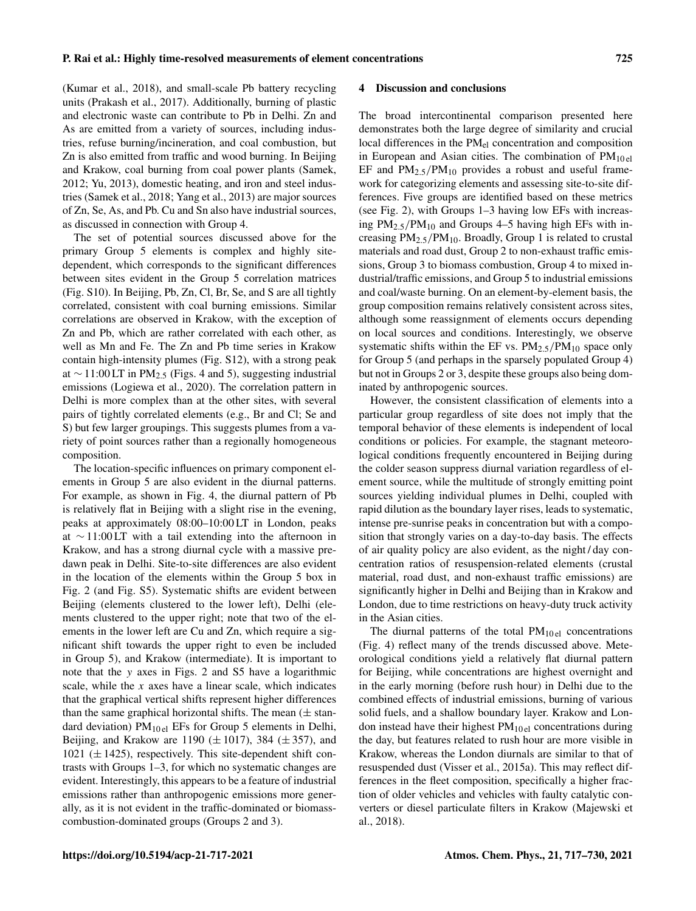(Kumar et al., 2018), and small-scale Pb battery recycling units (Prakash et al., 2017). Additionally, burning of plastic and electronic waste can contribute to Pb in Delhi. Zn and As are emitted from a variety of sources, including industries, refuse burning/incineration, and coal combustion, but Zn is also emitted from traffic and wood burning. In Beijing and Krakow, coal burning from coal power plants (Samek, 2012; Yu, 2013), domestic heating, and iron and steel industries (Samek et al., 2018; Yang et al., 2013) are major sources of Zn, Se, As, and Pb. Cu and Sn also have industrial sources, as discussed in connection with Group 4.

The set of potential sources discussed above for the primary Group 5 elements is complex and highly site-dependent, which corresponds to the significant differences between sites evident in the Group 5 correlation matrices (Fig. S10). In Beijing, Pb, Zn, Cl, Br, Se, and S are all tightly correlated, consistent with coal burning emissions. Similar correlations are observed in Krakow, with the exception of Zn and Pb, which are rather correlated with each other, as well as Mn and Fe. The Zn and Pb time series in Krakow contain high-intensity plumes (Fig. S12), with a strong peak at $\sim$11:00 LT in $PM_{2.5}$ (Figs. 4 and 5), suggesting industrial emissions (Logiewa et al., 2020). The correlation pattern in Delhi is more complex than at the other sites, with several pairs of tightly correlated elements (e.g., Br and Cl; Se and S) but few larger groupings. This suggests plumes from a variety of point sources rather than a regionally homogeneous composition.

The location-specific influences on primary component elements in Group 5 are also evident in the diurnal patterns. For example, as shown in Fig. 4, the diurnal pattern of Pb is relatively flat in Beijing with a slight rise in the evening, peaks at approximately 08:00–10:00 LT in London, peaks at $\sim$11:00 LT with a tail extending into the afternoon in Krakow, and has a strong diurnal cycle with a massive pre-dawn peak in Delhi. Site-to-site differences are also evident in the location of the elements within the Group 5 box in Fig. 2 (and Fig. S5). Systematic shifts are evident between Beijing (elements clustered to the lower left), Delhi (elements clustered to the upper right; note that two of the elements in the lower left are Cu and Zn, which require a significant shift towards the upper right to even be included in Group 5), and Krakow (intermediate). It is important to note that the $y$ axes in Figs. 2 and S5 have a logarithmic scale, while the $x$ axes have a linear scale, which indicates that the graphical vertical shifts represent higher differences than the same graphical horizontal shifts. The mean ($\pm$ standard deviation) $PM_{10\,el}$ EFs for Group 5 elements in Delhi, Beijing, and Krakow are 1190 ($\pm$1017), 384 ($\pm$357), and 1021 ($\pm$1425), respectively. This site-dependent shift contrasts with Groups 1–3, for which no systematic changes are evident. Interestingly, this appears to be a feature of industrial emissions rather than anthropogenic emissions more generally, as it is not evident in the traffic-dominated or biomass-combustion-dominated groups (Groups 2 and 3).

## 4 Discussion and conclusions

The broad intercontinental comparison presented here demonstrates both the large degree of similarity and crucial local differences in the $PM_{el}$ concentration and composition in European and Asian cities. The combination of $PM_{10\,el}$ EF and $PM_{2.5}/PM_{10}$ provides a robust and useful framework for categorizing elements and assessing site-to-site differences. Five groups are identified based on these metrics (see Fig. 2), with Groups 1–3 having low EFs with increasing $PM_{2.5}/PM_{10}$ and Groups 4–5 having high EFs with increasing $PM_{2.5}/PM_{10}$. Broadly, Group 1 is related to crustal materials and road dust, Group 2 to non-exhaust traffic emissions, Group 3 to biomass combustion, Group 4 to mixed industrial/traffic emissions, and Group 5 to industrial emissions and coal/waste burning. On an element-by-element basis, the group composition remains relatively consistent across sites, although some reassignment of elements occurs depending on local sources and conditions. Interestingly, we observe systematic shifts within the EF vs. $PM_{2.5}/PM_{10}$ space only for Group 5 (and perhaps in the sparsely populated Group 4) but not in Groups 2 or 3, despite these groups also being dominated by anthropogenic sources.

However, the consistent classification of elements into a particular group regardless of site does not imply that the temporal behavior of these elements is independent of local conditions or policies. For example, the stagnant meteorological conditions frequently encountered in Beijing during the colder season suppress diurnal variation regardless of element source, while the multitude of strongly emitting point sources yielding individual plumes in Delhi, coupled with rapid dilution as the boundary layer rises, leads to systematic, intense pre-sunrise peaks in concentration but with a composition that strongly varies on a day-to-day basis. The effects of air quality policy are also evident, as the night / day concentration ratios of resuspension-related elements (crustal material, road dust, and non-exhaust traffic emissions) are significantly higher in Delhi and Beijing than in Krakow and London, due to time restrictions on heavy-duty truck activity in the Asian cities.

The diurnal patterns of the total $PM_{10\,el}$ concentrations (Fig. 4) reflect many of the trends discussed above. Meteorological conditions yield a relatively flat diurnal pattern for Beijing, while concentrations are highest overnight and in the early morning (before rush hour) in Delhi due to the combined effects of industrial emissions, burning of various solid fuels, and a shallow boundary layer. Krakow and London instead have their highest $PM_{10\,el}$ concentrations during the day, but features related to rush hour are more visible in Krakow, whereas the London diurnals are similar to that of resuspended dust (Visser et al., 2015a). This may reflect differences in the fleet composition, specifically a higher fraction of older vehicles and vehicles with faulty catalytic converters or diesel particulate filters in Krakow (Majewski et al., 2018).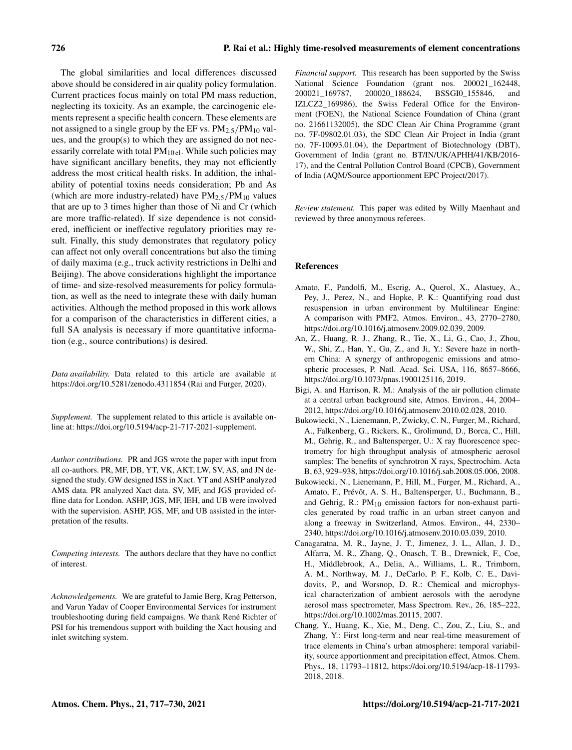The global similarities and local differences discussed above should be considered in air quality policy formulation. Current practices focus mainly on total PM mass reduction, neglecting its toxicity. As an example, the carcinogenic elements represent a specific health concern. These elements are not assigned to a single group by the EF vs. $PM_{2.5}/PM_{10}$ values, and the group(s) to which they are assigned do not necessarily correlate with total $PM_{10\,el}$. While such policies may have significant ancillary benefits, they may not efficiently address the most critical health risks. In addition, the inhalability of potential toxins needs consideration; Pb and As (which are more industry-related) have $PM_{2.5}/PM_{10}$ values that are up to 3 times higher than those of Ni and Cr (which are more traffic-related). If size dependence is not considered, inefficient or ineffective regulatory priorities may result. Finally, this study demonstrates that regulatory policy can affect not only overall concentrations but also the timing of daily maxima (e.g., truck activity restrictions in Delhi and Beijing). The above considerations highlight the importance of time- and size-resolved measurements for policy formulation, as well as the need to integrate these with daily human activities. Although the method proposed in this work allows for a comparison of the characteristics in different cities, a full SA analysis is necessary if more quantitative information (e.g., source contributions) is desired.

*Data availability.* Data related to this article are available at https://doi.org/10.5281/zenodo.4311854 (Rai and Furger, 2020).

*Supplement.* The supplement related to this article is available online at: https://doi.org/10.5194/acp-21-717-2021-supplement.

*Author contributions.* PR and JGS wrote the paper with input from all co-authors. PR, MF, DB, YT, VK, AKT, LW, SV, AS, and JN designed the study. GW designed ISS in Xact. YT and ASHP analyzed AMS data. PR analyzed Xact data. SV, MF, and JGS provided offline data for London. ASHP, JGS, MF, IEH, and UB were involved with the supervision. ASHP, JGS, MF, and UB assisted in the interpretation of the results.

*Competing interests.* The authors declare that they have no conflict of interest.

*Acknowledgements.* We are grateful to Jamie Berg, Krag Petterson, and Varun Yadav of Cooper Environmental Services for instrument troubleshooting during field campaigns. We thank René Richter of PSI for his tremendous support with building the Xact housing and inlet switching system.

*Financial support.* This research has been supported by the Swiss National Science Foundation (grant nos. 200021_162448, 200021_169787, 200020_188624, BSSGI0_155846, and IZLCZ2_169986), the Swiss Federal Office for the Environment (FOEN), the National Science Foundation of China (grant no. 21661132005), the SDC Clean Air China Programme (grant no. 7F-09802.01.03), the SDC Clean Air Project in India (grant no. 7F-10093.01.04), the Department of Biotechnology (DBT), Government of India (grant no. BT/IN/UK/APHH/41/KB/2016-17), and the Central Pollution Control Board (CPCB), Government of India (AQM/Source apportionment EPC Project/2017).

*Review statement.* This paper was edited by Willy Maenhaut and reviewed by three anonymous referees.

## References

Amato, F., Pandolfi, M., Escrig, A., Querol, X., Alastuey, A., Pey, J., Perez, N., and Hopke, P. K.: Quantifying road dust resuspension in urban environment by Multilinear Engine: A comparison with PMF2, Atmos. Environ., 43, 2770–2780, https://doi.org/10.1016/j.atmosenv.2009.02.039, 2009.

An, Z., Huang, R. J., Zhang, R., Tie, X., Li, G., Cao, J., Zhou, W., Shi, Z., Han, Y., Gu, Z., and Ji, Y.: Severe haze in northern China: A synergy of anthropogenic emissions and atmospheric processes, P. Natl. Acad. Sci. USA, 116, 8657–8666, https://doi.org/10.1073/pnas.1900125116, 2019.

Bigi, A. and Harrison, R. M.: Analysis of the air pollution climate at a central urban background site, Atmos. Environ., 44, 2004–2012, https://doi.org/10.1016/j.atmosenv.2010.02.028, 2010.

Bukowiecki, N., Lienemann, P., Zwicky, C. N., Furger, M., Richard, A., Falkenberg, G., Rickers, K., Grolimund, D., Borca, C., Hill, M., Gehrig, R., and Baltensperger, U.: X ray fluorescence spectrometry for high throughput analysis of atmospheric aerosol samples: The benefits of synchrotron X rays, Spectrochim. Acta B, 63, 929–938, https://doi.org/10.1016/j.sab.2008.05.006, 2008.

Bukowiecki, N., Lienemann, P., Hill, M., Furger, M., Richard, A., Amato, F., Prévôt, A. S. H., Baltensperger, U., Buchmann, B., and Gehrig, R.: $PM_{10}$ emission factors for non-exhaust particles generated by road traffic in an urban street canyon and along a freeway in Switzerland, Atmos. Environ., 44, 2330–2340, https://doi.org/10.1016/j.atmosenv.2010.03.039, 2010.

Canagaratna, M. R., Jayne, J. T., Jimenez, J. L., Allan, J. D., Alfarra, M. R., Zhang, Q., Onasch, T. B., Drewnick, F., Coe, H., Middlebrook, A., Delia, A., Williams, L. R., Trimborn, A. M., Northway, M. J., DeCarlo, P. F., Kolb, C. E., Davidovits, P., and Worsnop, D. R.: Chemical and microphysical characterization of ambient aerosols with the aerodyne aerosol mass spectrometer, Mass Spectrom. Rev., 26, 185–222, https://doi.org/10.1002/mas.20115, 2007.

Chang, Y., Huang, K., Xie, M., Deng, C., Zou, Z., Liu, S., and Zhang, Y.: First long-term and near real-time measurement of trace elements in China's urban atmosphere: temporal variability, source apportionment and precipitation effect, Atmos. Chem. Phys., 18, 11793–11812, https://doi.org/10.5194/acp-18-11793-2018, 2018.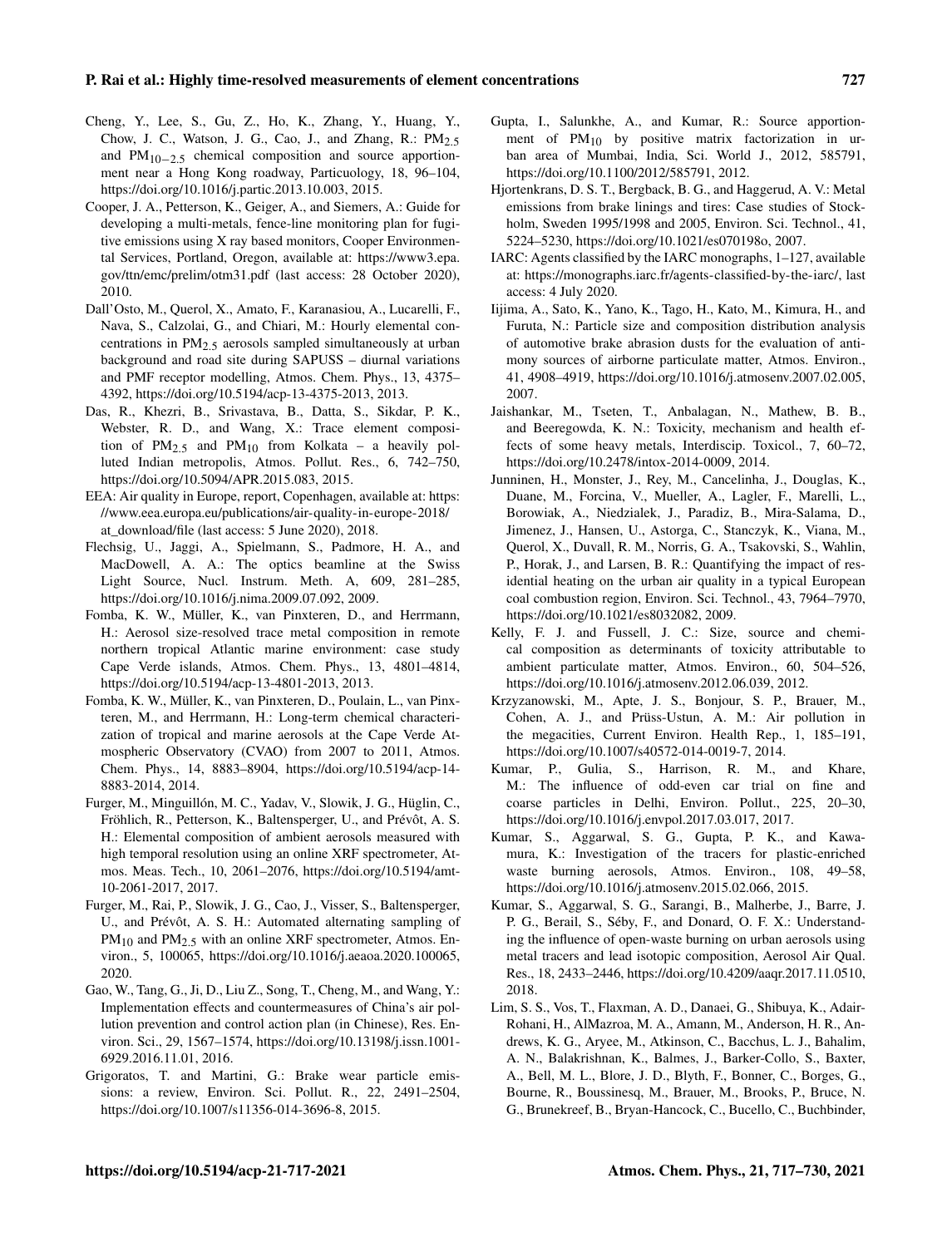Cheng, Y., Lee, S., Gu, Z., Ho, K., Zhang, Y., Huang, Y., Chow, J. C., Watson, J. G., Cao, J., and Zhang, R.: $PM_{2.5}$ and $PM_{10-2.5}$ chemical composition and source apportionment near a Hong Kong roadway, Particuology, 18, 96–104, https://doi.org/10.1016/j.partic.2013.10.003, 2015.

Cooper, J. A., Petterson, K., Geiger, A., and Siemers, A.: Guide for developing a multi-metals, fence-line monitoring plan for fugitive emissions using X ray based monitors, Cooper Environmental Services, Portland, Oregon, available at: https://www3.epa.gov/ttn/emc/prelim/otm31.pdf (last access: 28 October 2020), 2010.

Dall'Osto, M., Querol, X., Amato, F., Karanasiou, A., Lucarelli, F., Nava, S., Calzolai, G., and Chiari, M.: Hourly elemental concentrations in $PM_{2.5}$ aerosols sampled simultaneously at urban background and road site during SAPUSS – diurnal variations and PMF receptor modelling, Atmos. Chem. Phys., 13, 4375–4392, https://doi.org/10.5194/acp-13-4375-2013, 2013.

Das, R., Khezri, B., Srivastava, B., Datta, S., Sikdar, P. K., Webster, R. D., and Wang, X.: Trace element composition of $PM_{2.5}$ and $PM_{10}$ from Kolkata – a heavily polluted Indian metropolis, Atmos. Pollut. Res., 6, 742–750, https://doi.org/10.5094/APR.2015.083, 2015.

EEA: Air quality in Europe, report, Copenhagen, available at: https://www.eea.europa.eu/publications/air-quality-in-europe-2018/at_download/file (last access: 5 June 2020), 2018.

Flechsig, U., Jaggi, A., Spielmann, S., Padmore, H. A., and MacDowell, A. A.: The optics beamline at the Swiss Light Source, Nucl. Instrum. Meth. A, 609, 281–285, https://doi.org/10.1016/j.nima.2009.07.092, 2009.

Fomba, K. W., Müller, K., van Pinxteren, D., and Herrmann, H.: Aerosol size-resolved trace metal composition in remote northern tropical Atlantic marine environment: case study Cape Verde islands, Atmos. Chem. Phys., 13, 4801–4814, https://doi.org/10.5194/acp-13-4801-2013, 2013.

Fomba, K. W., Müller, K., van Pinxteren, D., Poulain, L., van Pinxteren, M., and Herrmann, H.: Long-term chemical characterization of tropical and marine aerosols at the Cape Verde Atmospheric Observatory (CVAO) from 2007 to 2011, Atmos. Chem. Phys., 14, 8883–8904, https://doi.org/10.5194/acp-14-8883-2014, 2014.

Furger, M., Minguillón, M. C., Yadav, V., Slowik, J. G., Hüglin, C., Fröhlich, R., Petterson, K., Baltensperger, U., and Prévôt, A. S. H.: Elemental composition of ambient aerosols measured with high temporal resolution using an online XRF spectrometer, Atmos. Meas. Tech., 10, 2061–2076, https://doi.org/10.5194/amt-10-2061-2017, 2017.

Furger, M., Rai, P., Slowik, J. G., Cao, J., Visser, S., Baltensperger, U., and Prévôt, A. S. H.: Automated alternating sampling of $PM_{10}$ and $PM_{2.5}$ with an online XRF spectrometer, Atmos. Environ., 5, 100065, https://doi.org/10.1016/j.aeaoa.2020.100065, 2020.

Gao, W., Tang, G., Ji, D., Liu Z., Song, T., Cheng, M., and Wang, Y.: Implementation effects and countermeasures of China's air pollution prevention and control action plan (in Chinese), Res. Environ. Sci., 29, 1567–1574, https://doi.org/10.13198/j.issn.1001-6929.2016.11.01, 2016.

Grigoratos, T. and Martini, G.: Brake wear particle emissions: a review, Environ. Sci. Pollut. R., 22, 2491–2504, https://doi.org/10.1007/s11356-014-3696-8, 2015.

Gupta, I., Salunkhe, A., and Kumar, R.: Source apportionment of $PM_{10}$ by positive matrix factorization in urban area of Mumbai, India, Sci. World J., 2012, 585791, https://doi.org/10.1100/2012/585791, 2012.

Hjortenkrans, D. S. T., Bergback, B. G., and Haggerud, A. V.: Metal emissions from brake linings and tires: Case studies of Stockholm, Sweden 1995/1998 and 2005, Environ. Sci. Technol., 41, 5224–5230, https://doi.org/10.1021/es070198o, 2007.

IARC: Agents classified by the IARC monographs, 1–127, available at: https://monographs.iarc.fr/agents-classified-by-the-iarc/, last access: 4 July 2020.

Iijima, A., Sato, K., Yano, K., Tago, H., Kato, M., Kimura, H., and Furuta, N.: Particle size and composition distribution analysis of automotive brake abrasion dusts for the evaluation of antimony sources of airborne particulate matter, Atmos. Environ., 41, 4908–4919, https://doi.org/10.1016/j.atmosenv.2007.02.005, 2007.

Jaishankar, M., Tseten, T., Anbalagan, N., Mathew, B. B., and Beeregowda, K. N.: Toxicity, mechanism and health effects of some heavy metals, Interdiscip. Toxicol., 7, 60–72, https://doi.org/10.2478/intox-2014-0009, 2014.

Junninen, H., Monster, J., Rey, M., Cancelinha, J., Douglas, K., Duane, M., Forcina, V., Mueller, A., Lagler, F., Marelli, L., Borowiak, A., Niedzialek, J., Paradiz, B., Mira-Salama, D., Jimenez, J., Hansen, U., Astorga, C., Stanczyk, K., Viana, M., Querol, X., Duvall, R. M., Norris, G. A., Tsakovski, S., Wahlin, P., Horak, J., and Larsen, B. R.: Quantifying the impact of residential heating on the urban air quality in a typical European coal combustion region, Environ. Sci. Technol., 43, 7964–7970, https://doi.org/10.1021/es8032082, 2009.

Kelly, F. J. and Fussell, J. C.: Size, source and chemical composition as determinants of toxicity attributable to ambient particulate matter, Atmos. Environ., 60, 504–526, https://doi.org/10.1016/j.atmosenv.2012.06.039, 2012.

Krzyzanowski, M., Apte, J. S., Bonjour, S. P., Brauer, M., Cohen, A. J., and Prüss-Ustun, A. M.: Air pollution in the megacities, Current Environ. Health Rep., 1, 185–191, https://doi.org/10.1007/s40572-014-0019-7, 2014.

Kumar, P., Gulia, S., Harrison, R. M., and Khare, M.: The influence of odd-even car trial on fine and coarse particles in Delhi, Environ. Pollut., 225, 20–30, https://doi.org/10.1016/j.envpol.2017.03.017, 2017.

Kumar, S., Aggarwal, S. G., Gupta, P. K., and Kawamura, K.: Investigation of the tracers for plastic-enriched waste burning aerosols, Atmos. Environ., 108, 49–58, https://doi.org/10.1016/j.atmosenv.2015.02.066, 2015.

Kumar, S., Aggarwal, S. G., Sarangi, B., Malherbe, J., Barre, J. P. G., Berail, S., Séby, F., and Donard, O. F. X.: Understanding the influence of open-waste burning on urban aerosols using metal tracers and lead isotopic composition, Aerosol Air Qual. Res., 18, 2433–2446, https://doi.org/10.4209/aaqr.2017.11.0510, 2018.

Lim, S. S., Vos, T., Flaxman, A. D., Danaei, G., Shibuya, K., Adair-Rohani, H., AlMazroa, M. A., Amann, M., Anderson, H. R., Andrews, K. G., Aryee, M., Atkinson, C., Bacchus, L. J., Bahalim, A. N., Balakrishnan, K., Balmes, J., Barker-Collo, S., Baxter, A., Bell, M. L., Blore, J. D., Blyth, F., Bonner, C., Borges, G., Bourne, R., Boussinesq, M., Brauer, M., Brooks, P., Bruce, N. G., Brunekreef, B., Bryan-Hancock, C., Bucello, C., Buchbinder,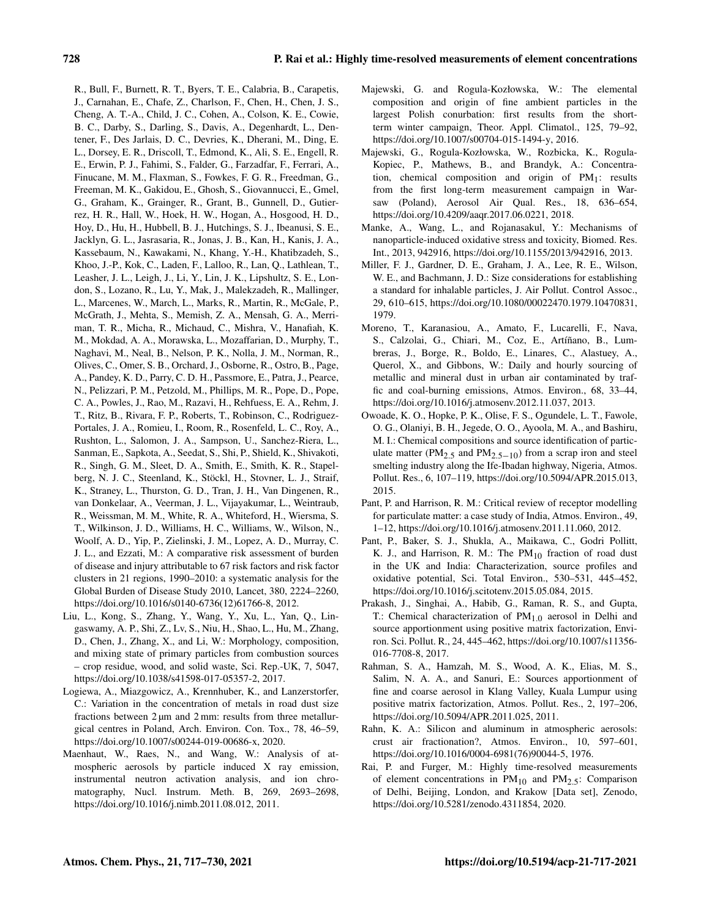R., Bull, F., Burnett, R. T., Byers, T. E., Calabria, B., Carapetis, J., Carnahan, E., Chafe, Z., Charlson, F., Chen, H., Chen, J. S., Cheng, A. T.-A., Child, J. C., Cohen, A., Colson, K. E., Cowie, B. C., Darby, S., Darling, S., Davis, A., Degenhardt, L., Dentener, F., Des Jarlais, D. C., Devries, K., Dherani, M., Ding, E. L., Dorsey, E. R., Driscoll, T., Edmond, K., Ali, S. E., Engell, R. E., Erwin, P. J., Fahimi, S., Falder, G., Farzadfar, F., Ferrari, A., Finucane, M. M., Flaxman, S., Fowkes, F. G. R., Freedman, G., Freeman, M. K., Gakidou, E., Ghosh, S., Giovannucci, E., Gmel, G., Graham, K., Grainger, R., Grant, B., Gunnell, D., Gutierrez, H. R., Hall, W., Hoek, H. W., Hogan, A., Hosgood, H. D., Hoy, D., Hu, H., Hubbell, B. J., Hutchings, S. J., Ibeanusi, S. E., Jacklyn, G. L., Jasrasaria, R., Jonas, J. B., Kan, H., Kanis, J. A., Kassebaum, N., Kawakami, N., Khang, Y.-H., Khatibzadeh, S., Khoo, J.-P., Kok, C., Laden, F., Lalloo, R., Lan, Q., Lathlean, T., Leasher, J. L., Leigh, J., Li, Y., Lin, J. K., Lipshultz, S. E., London, S., Lozano, R., Lu, Y., Mak, J., Malekzadeh, R., Mallinger, L., Marcenes, W., March, L., Marks, R., Martin, R., McGale, P., McGrath, J., Mehta, S., Memish, Z. A., Mensah, G. A., Merriman, T. R., Micha, R., Michaud, C., Mishra, V., Hanafiah, K. M., Mokdad, A. A., Morawska, L., Mozaffarian, D., Murphy, T., Naghavi, M., Neal, B., Nelson, P. K., Nolla, J. M., Norman, R., Olives, C., Omer, S. B., Orchard, J., Osborne, R., Ostro, B., Page, A., Pandey, K. D., Parry, C. D. H., Passmore, E., Patra, J., Pearce, N., Pelizzari, P. M., Petzold, M., Phillips, M. R., Pope, D., Pope, C. A., Powles, J., Rao, M., Razavi, H., Rehfuess, E. A., Rehm, J. T., Ritz, B., Rivara, F. P., Roberts, T., Robinson, C., Rodriguez-Portales, J. A., Romieu, I., Room, R., Rosenfeld, L. C., Roy, A., Rushton, L., Salomon, J. A., Sampson, U., Sanchez-Riera, L., Sanman, E., Sapkota, A., Seedat, S., Shi, P., Shield, K., Shivakoti, R., Singh, G. M., Sleet, D. A., Smith, E., Smith, K. R., Stapelberg, N. J. C., Steenland, K., Stöckl, H., Stovner, L. J., Straif, K., Straney, L., Thurston, G. D., Tran, J. H., Van Dingenen, R., van Donkelaar, A., Veerman, J. L., Vijayakumar, L., Weintraub, R., Weissman, M. M., White, R. A., Whiteford, H., Wiersma, S. T., Wilkinson, J. D., Williams, H. C., Williams, W., Wilson, N., Woolf, A. D., Yip, P., Zielinski, J. M., Lopez, A. D., Murray, C. J. L., and Ezzati, M.: A comparative risk assessment of burden of disease and injury attributable to 67 risk factors and risk factor clusters in 21 regions, 1990–2010: a systematic analysis for the Global Burden of Disease Study 2010, Lancet, 380, 2224–2260, https://doi.org/10.1016/s0140-6736(12)61766-8, 2012.

Liu, L., Kong, S., Zhang, Y., Wang, Y., Xu, L., Yan, Q., Lingaswamy, A. P., Shi, Z., Lv, S., Niu, H., Shao, L., Hu, M., Zhang, D., Chen, J., Zhang, X., and Li, W.: Morphology, composition, and mixing state of primary particles from combustion sources – crop residue, wood, and solid waste, Sci. Rep.-UK, 7, 5047, https://doi.org/10.1038/s41598-017-05357-2, 2017.

Logiewa, A., Miazgowicz, A., Krennhuber, K., and Lanzerstorfer, C.: Variation in the concentration of metals in road dust size fractions between 2 µm and 2 mm: results from three metallurgical centres in Poland, Arch. Environ. Con. Tox., 78, 46–59, https://doi.org/10.1007/s00244-019-00686-x, 2020.

Maenhaut, W., Raes, N., and Wang, W.: Analysis of atmospheric aerosols by particle induced X ray emission, instrumental neutron activation analysis, and ion chromatography, Nucl. Instrum. Meth. B, 269, 2693–2698, https://doi.org/10.1016/j.nimb.2011.08.012, 2011.

Majewski, G. and Rogula-Kozłowska, W.: The elemental composition and origin of fine ambient particles in the largest Polish conurbation: first results from the short-term winter campaign, Theor. Appl. Climatol., 125, 79–92, https://doi.org/10.1007/s00704-015-1494-y, 2016.

Majewski, G., Rogula-Kozłowska, W., Rozbicka, K., Rogula-Kopiec, P., Mathews, B., and Brandyk, A.: Concentration, chemical composition and origin of $PM_1$: results from the first long-term measurement campaign in Warsaw (Poland), Aerosol Air Qual. Res., 18, 636–654, https://doi.org/10.4209/aaqr.2017.06.0221, 2018.

Manke, A., Wang, L., and Rojanasakul, Y.: Mechanisms of nanoparticle-induced oxidative stress and toxicity, Biomed. Res. Int., 2013, 942916, https://doi.org/10.1155/2013/942916, 2013.

Miller, F. J., Gardner, D. E., Graham, J. A., Lee, R. E., Wilson, W. E., and Bachmann, J. D.: Size considerations for establishing a standard for inhalable particles, J. Air Pollut. Control Assoc., 29, 610–615, https://doi.org/10.1080/00022470.1979.10470831, 1979.

Moreno, T., Karanasiou, A., Amato, F., Lucarelli, F., Nava, S., Calzolai, G., Chiari, M., Coz, E., Artíñano, B., Lumbreras, J., Borge, R., Boldo, E., Linares, C., Alastuey, A., Querol, X., and Gibbons, W.: Daily and hourly sourcing of metallic and mineral dust in urban air contaminated by traffic and coal-burning emissions, Atmos. Environ., 68, 33–44, https://doi.org/10.1016/j.atmosenv.2012.11.037, 2013.

Owoade, K. O., Hopke, P. K., Olise, F. S., Ogundele, L. T., Fawole, O. G., Olaniyi, B. H., Jegede, O. O., Ayoola, M. A., and Bashiru, M. I.: Chemical compositions and source identification of particulate matter ($PM_{2.5}$ and $PM_{2.5-10}$) from a scrap iron and steel smelting industry along the Ife-Ibadan highway, Nigeria, Atmos. Pollut. Res., 6, 107–119, https://doi.org/10.5094/APR.2015.013, 2015.

Pant, P. and Harrison, R. M.: Critical review of receptor modelling for particulate matter: a case study of India, Atmos. Environ., 49, 1–12, https://doi.org/10.1016/j.atmosenv.2011.11.060, 2012.

Pant, P., Baker, S. J., Shukla, A., Maikawa, C., Godri Pollitt, K. J., and Harrison, R. M.: The $PM_{10}$ fraction of road dust in the UK and India: Characterization, source profiles and oxidative potential, Sci. Total Environ., 530–531, 445–452, https://doi.org/10.1016/j.scitotenv.2015.05.084, 2015.

Prakash, J., Singhai, A., Habib, G., Raman, R. S., and Gupta, T.: Chemical characterization of $PM_{1.0}$ aerosol in Delhi and source apportionment using positive matrix factorization, Environ. Sci. Pollut. R., 24, 445–462, https://doi.org/10.1007/s11356-016-7708-8, 2017.

Rahman, S. A., Hamzah, M. S., Wood, A. K., Elias, M. S., Salim, N. A. A., and Sanuri, E.: Sources apportionment of fine and coarse aerosol in Klang Valley, Kuala Lumpur using positive matrix factorization, Atmos. Pollut. Res., 2, 197–206, https://doi.org/10.5094/APR.2011.025, 2011.

Rahn, K. A.: Silicon and aluminum in atmospheric aerosols: crust air fractionation?, Atmos. Environ., 10, 597–601, https://doi.org/10.1016/0004-6981(76)90044-5, 1976.

Rai, P. and Furger, M.: Highly time-resolved measurements of element concentrations in $PM_{10}$ and $PM_{2.5}$: Comparison of Delhi, Beijing, London, and Krakow [Data set], Zenodo, https://doi.org/10.5281/zenodo.4311854, 2020.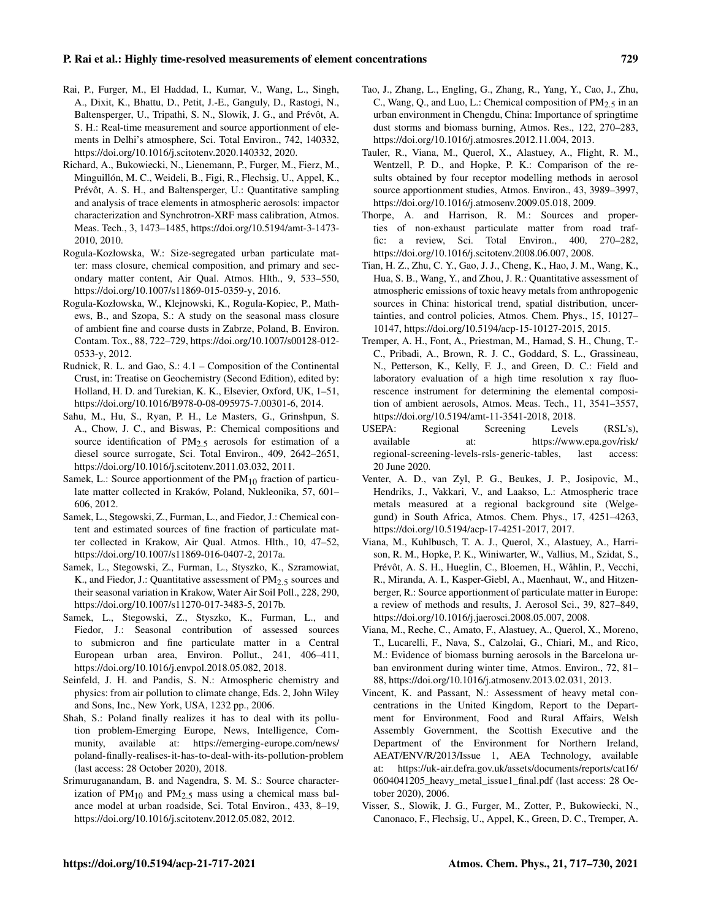Rai, P., Furger, M., El Haddad, I., Kumar, V., Wang, L., Singh, A., Dixit, K., Bhattu, D., Petit, J.-E., Ganguly, D., Rastogi, N., Baltensperger, U., Tripathi, S. N., Slowik, J. G., and Prévôt, A. S. H.: Real-time measurement and source apportionment of elements in Delhi's atmosphere, Sci. Total Environ., 742, 140332, https://doi.org/10.1016/j.scitotenv.2020.140332, 2020.

Richard, A., Bukowiecki, N., Lienemann, P., Furger, M., Fierz, M., Minguillón, M. C., Weideli, B., Figi, R., Flechsig, U., Appel, K., Prévôt, A. S. H., and Baltensperger, U.: Quantitative sampling and analysis of trace elements in atmospheric aerosols: impactor characterization and Synchrotron-XRF mass calibration, Atmos. Meas. Tech., 3, 1473–1485, https://doi.org/10.5194/amt-3-1473-2010, 2010.

Rogula-Kozłowska, W.: Size-segregated urban particulate matter: mass closure, chemical composition, and primary and secondary matter content, Air Qual. Atmos. Hlth., 9, 533–550, https://doi.org/10.1007/s11869-015-0359-y, 2016.

Rogula-Kozłowska, W., Klejnowski, K., Rogula-Kopiec, P., Mathews, B., and Szopa, S.: A study on the seasonal mass closure of ambient fine and coarse dusts in Zabrze, Poland, B. Environ. Contam. Tox., 88, 722–729, https://doi.org/10.1007/s00128-012-0533-y, 2012.

Rudnick, R. L. and Gao, S.: 4.1 – Composition of the Continental Crust, in: Treatise on Geochemistry (Second Edition), edited by: Holland, H. D. and Turekian, K. K., Elsevier, Oxford, UK, 1–51, https://doi.org/10.1016/B978-0-08-095975-7.00301-6, 2014.

Sahu, M., Hu, S., Ryan, P. H., Le Masters, G., Grinshpun, S. A., Chow, J. C., and Biswas, P.: Chemical compositions and source identification of $PM_{2.5}$ aerosols for estimation of a diesel source surrogate, Sci. Total Environ., 409, 2642–2651, https://doi.org/10.1016/j.scitotenv.2011.03.032, 2011.

Samek, L.: Source apportionment of the $PM_{10}$ fraction of particulate matter collected in Kraków, Poland, Nukleonika, 57, 601–606, 2012.

Samek, L., Stegowski, Z., Furman, L., and Fiedor, J.: Chemical content and estimated sources of fine fraction of particulate matter collected in Krakow, Air Qual. Atmos. Hlth., 10, 47–52, https://doi.org/10.1007/s11869-016-0407-2, 2017a.

Samek, L., Stegowski, Z., Furman, L., Styszko, K., Szramowiat, K., and Fiedor, J.: Quantitative assessment of $PM_{2.5}$ sources and their seasonal variation in Krakow, Water Air Soil Poll., 228, 290, https://doi.org/10.1007/s11270-017-3483-5, 2017b.

Samek, L., Stegowski, Z., Styszko, K., Furman, L., and Fiedor, J.: Seasonal contribution of assessed sources to submicron and fine particulate matter in a Central European urban area, Environ. Pollut., 241, 406–411, https://doi.org/10.1016/j.envpol.2018.05.082, 2018.

Seinfeld, J. H. and Pandis, S. N.: Atmospheric chemistry and physics: from air pollution to climate change, Eds. 2, John Wiley and Sons, Inc., New York, USA, 1232 pp., 2006.

Shah, S.: Poland finally realizes it has to deal with its pollution problem-Emerging Europe, News, Intelligence, Community, available at: https://emerging-europe.com/news/poland-finally-realises-it-has-to-deal-with-its-pollution-problem (last access: 28 October 2020), 2018.

Srimuruganandam, B. and Nagendra, S. M. S.: Source characterization of $PM_{10}$ and $PM_{2.5}$ mass using a chemical mass balance model at urban roadside, Sci. Total Environ., 433, 8–19, https://doi.org/10.1016/j.scitotenv.2012.05.082, 2012.

Tao, J., Zhang, L., Engling, G., Zhang, R., Yang, Y., Cao, J., Zhu, C., Wang, Q., and Luo, L.: Chemical composition of $PM_{2.5}$ in an urban environment in Chengdu, China: Importance of springtime dust storms and biomass burning, Atmos. Res., 122, 270–283, https://doi.org/10.1016/j.atmosres.2012.11.004, 2013.

Tauler, R., Viana, M., Querol, X., Alastuey, A., Flight, R. M., Wentzell, P. D., and Hopke, P. K.: Comparison of the results obtained by four receptor modelling methods in aerosol source apportionment studies, Atmos. Environ., 43, 3989–3997, https://doi.org/10.1016/j.atmosenv.2009.05.018, 2009.

Thorpe, A. and Harrison, R. M.: Sources and properties of non-exhaust particulate matter from road traffic: a review, Sci. Total Environ., 400, 270–282, https://doi.org/10.1016/j.scitotenv.2008.06.007, 2008.

Tian, H. Z., Zhu, C. Y., Gao, J. J., Cheng, K., Hao, J. M., Wang, K., Hua, S. B., Wang, Y., and Zhou, J. R.: Quantitative assessment of atmospheric emissions of toxic heavy metals from anthropogenic sources in China: historical trend, spatial distribution, uncertainties, and control policies, Atmos. Chem. Phys., 15, 10127–10147, https://doi.org/10.5194/acp-15-10127-2015, 2015.

Tremper, A. H., Font, A., Priestman, M., Hamad, S. H., Chung, T.-C., Pribadi, A., Brown, R. J. C., Goddard, S. L., Grassineau, N., Petterson, K., Kelly, F. J., and Green, D. C.: Field and laboratory evaluation of a high time resolution x ray fluorescence instrument for determining the elemental composition of ambient aerosols, Atmos. Meas. Tech., 11, 3541–3557, https://doi.org/10.5194/amt-11-3541-2018, 2018.

USEPA: Regional Screening Levels (RSL's), available at: https://www.epa.gov/risk/regional-screening-levels-rsls-generic-tables, last access: 20 June 2020.

Venter, A. D., van Zyl, P. G., Beukes, J. P., Josipovic, M., Hendriks, J., Vakkari, V., and Laakso, L.: Atmospheric trace metals measured at a regional background site (Welgegund) in South Africa, Atmos. Chem. Phys., 17, 4251–4263, https://doi.org/10.5194/acp-17-4251-2017, 2017.

Viana, M., Kuhlbusch, T. A. J., Querol, X., Alastuey, A., Harrison, R. M., Hopke, P. K., Winiwarter, W., Vallius, M., Szidat, S., Prévôt, A. S. H., Hueglin, C., Bloemen, H., Wåhlin, P., Vecchi, R., Miranda, A. I., Kasper-Giebl, A., Maenhaut, W., and Hitzenberger, R.: Source apportionment of particulate matter in Europe: a review of methods and results, J. Aerosol Sci., 39, 827–849, https://doi.org/10.1016/j.jaerosci.2008.05.007, 2008.

Viana, M., Reche, C., Amato, F., Alastuey, A., Querol, X., Moreno, T., Lucarelli, F., Nava, S., Calzolai, G., Chiari, M., and Rico, M.: Evidence of biomass burning aerosols in the Barcelona urban environment during winter time, Atmos. Environ., 72, 81–88, https://doi.org/10.1016/j.atmosenv.2013.02.031, 2013.

Vincent, K. and Passant, N.: Assessment of heavy metal concentrations in the United Kingdom, Report to the Department for Environment, Food and Rural Affairs, Welsh Assembly Government, the Scottish Executive and the Department of the Environment for Northern Ireland, AEAT/ENV/R/2013/Issue 1, AEA Technology, available at: https://uk-air.defra.gov.uk/assets/documents/reports/cat16/0604041205_heavy_metal_issue1_final.pdf (last access: 28 October 2020), 2006.

Visser, S., Slowik, J. G., Furger, M., Zotter, P., Bukowiecki, N., Canonaco, F., Flechsig, U., Appel, K., Green, D. C., Tremper, A.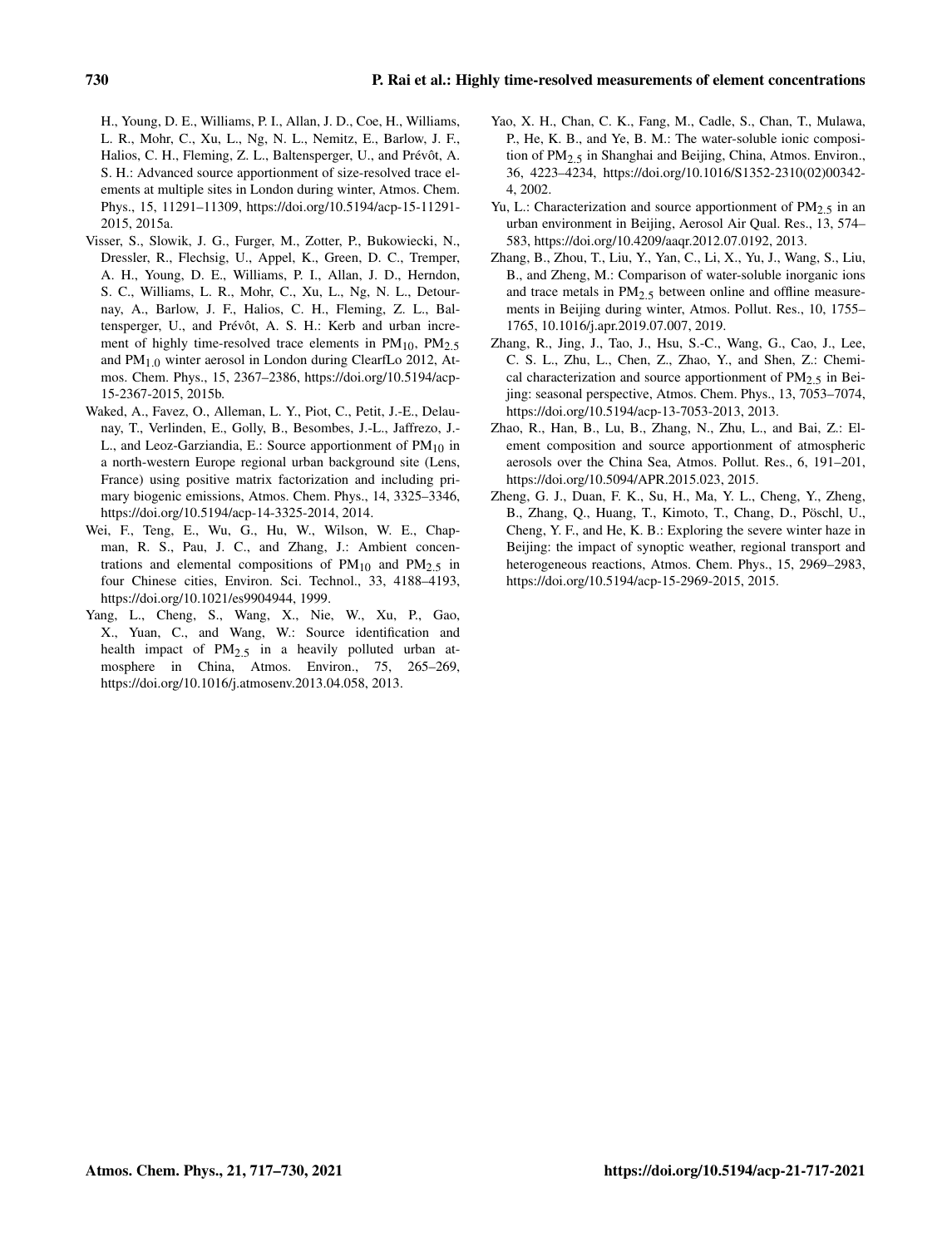H., Young, D. E., Williams, P. I., Allan, J. D., Coe, H., Williams, L. R., Mohr, C., Xu, L., Ng, N. L., Nemitz, E., Barlow, J. F., Halios, C. H., Fleming, Z. L., Baltensperger, U., and Prévôt, A. S. H.: Advanced source apportionment of size-resolved trace elements at multiple sites in London during winter, Atmos. Chem. Phys., 15, 11291–11309, https://doi.org/10.5194/acp-15-11291-2015, 2015a.

Visser, S., Slowik, J. G., Furger, M., Zotter, P., Bukowiecki, N., Dressler, R., Flechsig, U., Appel, K., Green, D. C., Tremper, A. H., Young, D. E., Williams, P. I., Allan, J. D., Herndon, S. C., Williams, L. R., Mohr, C., Xu, L., Ng, N. L., Detournay, A., Barlow, J. F., Halios, C. H., Fleming, Z. L., Baltensperger, U., and Prévôt, A. S. H.: Kerb and urban increment of highly time-resolved trace elements in $PM_{10}$, $PM_{2.5}$ and $PM_{1.0}$ winter aerosol in London during ClearfLo 2012, Atmos. Chem. Phys., 15, 2367–2386, https://doi.org/10.5194/acp-15-2367-2015, 2015b.

Waked, A., Favez, O., Alleman, L. Y., Piot, C., Petit, J.-E., Delaunay, T., Verlinden, E., Golly, B., Besombes, J.-L., Jaffrezo, J.-L., and Leoz-Garziandia, E.: Source apportionment of $PM_{10}$ in a north-western Europe regional urban background site (Lens, France) using positive matrix factorization and including primary biogenic emissions, Atmos. Chem. Phys., 14, 3325–3346, https://doi.org/10.5194/acp-14-3325-2014, 2014.

Wei, F., Teng, E., Wu, G., Hu, W., Wilson, W. E., Chapman, R. S., Pau, J. C., and Zhang, J.: Ambient concentrations and elemental compositions of $PM_{10}$ and $PM_{2.5}$ in four Chinese cities, Environ. Sci. Technol., 33, 4188–4193, https://doi.org/10.1021/es9904944, 1999.

Yang, L., Cheng, S., Wang, X., Nie, W., Xu, P., Gao, X., Yuan, C., and Wang, W.: Source identification and health impact of $PM_{2.5}$ in a heavily polluted urban atmosphere in China, Atmos. Environ., 75, 265–269, https://doi.org/10.1016/j.atmosenv.2013.04.058, 2013.

Yao, X. H., Chan, C. K., Fang, M., Cadle, S., Chan, T., Mulawa, P., He, K. B., and Ye, B. M.: The water-soluble ionic composition of $PM_{2.5}$ in Shanghai and Beijing, China, Atmos. Environ., 36, 4223–4234, https://doi.org/10.1016/S1352-2310(02)00342-4, 2002.

Yu, L.: Characterization and source apportionment of $PM_{2.5}$ in an urban environment in Beijing, Aerosol Air Qual. Res., 13, 574–583, https://doi.org/10.4209/aaqr.2012.07.0192, 2013.

Zhang, B., Zhou, T., Liu, Y., Yan, C., Li, X., Yu, J., Wang, S., Liu, B., and Zheng, M.: Comparison of water-soluble inorganic ions and trace metals in $PM_{2.5}$ between online and offline measurements in Beijing during winter, Atmos. Pollut. Res., 10, 1755–1765, 10.1016/j.apr.2019.07.007, 2019.

Zhang, R., Jing, J., Tao, J., Hsu, S.-C., Wang, G., Cao, J., Lee, C. S. L., Zhu, L., Chen, Z., Zhao, Y., and Shen, Z.: Chemical characterization and source apportionment of $PM_{2.5}$ in Beijing: seasonal perspective, Atmos. Chem. Phys., 13, 7053–7074, https://doi.org/10.5194/acp-13-7053-2013, 2013.

Zhao, R., Han, B., Lu, B., Zhang, N., Zhu, L., and Bai, Z.: Element composition and source apportionment of atmospheric aerosols over the China Sea, Atmos. Pollut. Res., 6, 191–201, https://doi.org/10.5094/APR.2015.023, 2015.

Zheng, G. J., Duan, F. K., Su, H., Ma, Y. L., Cheng, Y., Zheng, B., Zhang, Q., Huang, T., Kimoto, T., Chang, D., Pöschl, U., Cheng, Y. F., and He, K. B.: Exploring the severe winter haze in Beijing: the impact of synoptic weather, regional transport and heterogeneous reactions, Atmos. Chem. Phys., 15, 2969–2983, https://doi.org/10.5194/acp-15-2969-2015, 2015.